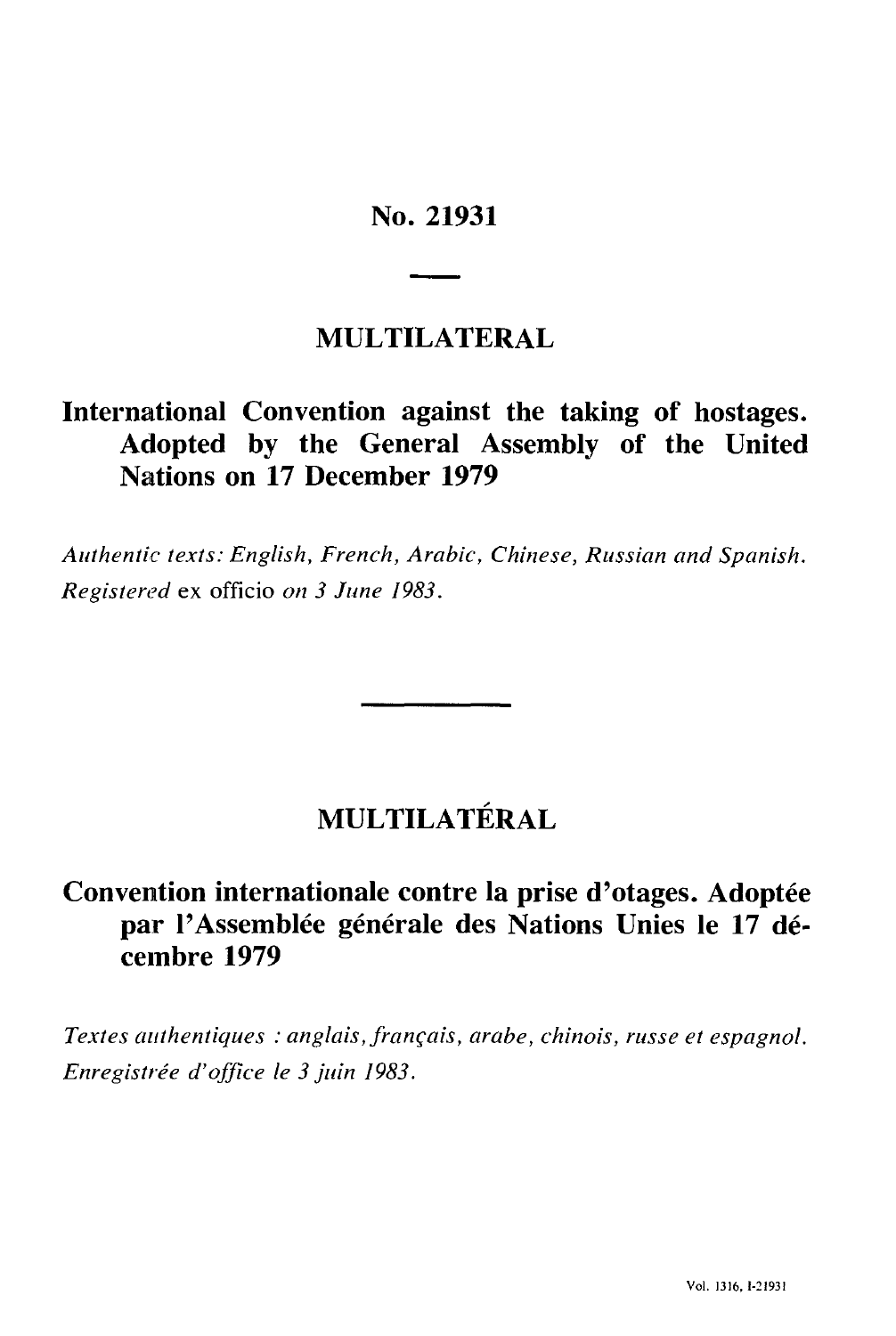# No. 21931

## MULTILATERAL

## International Convention against the taking of hostages. Adopted by the General Assembly of the United Nations on 17 December 1979

*Authentic texts: English, French, Arabic, Chinese, Russian and Spanish.*
*Registered* ex officio *on 3 June 1983.*

## MULTILATÉRAL

## Convention internationale contre la prise d'otages. Adoptée par l'Assemblée générale des Nations Unies le 17 décembre 1979

*Textes authentiques : anglais, français, arabe, chinois, russe et espagnol.*
*Enregistrée d'office le 3 juin 1983.*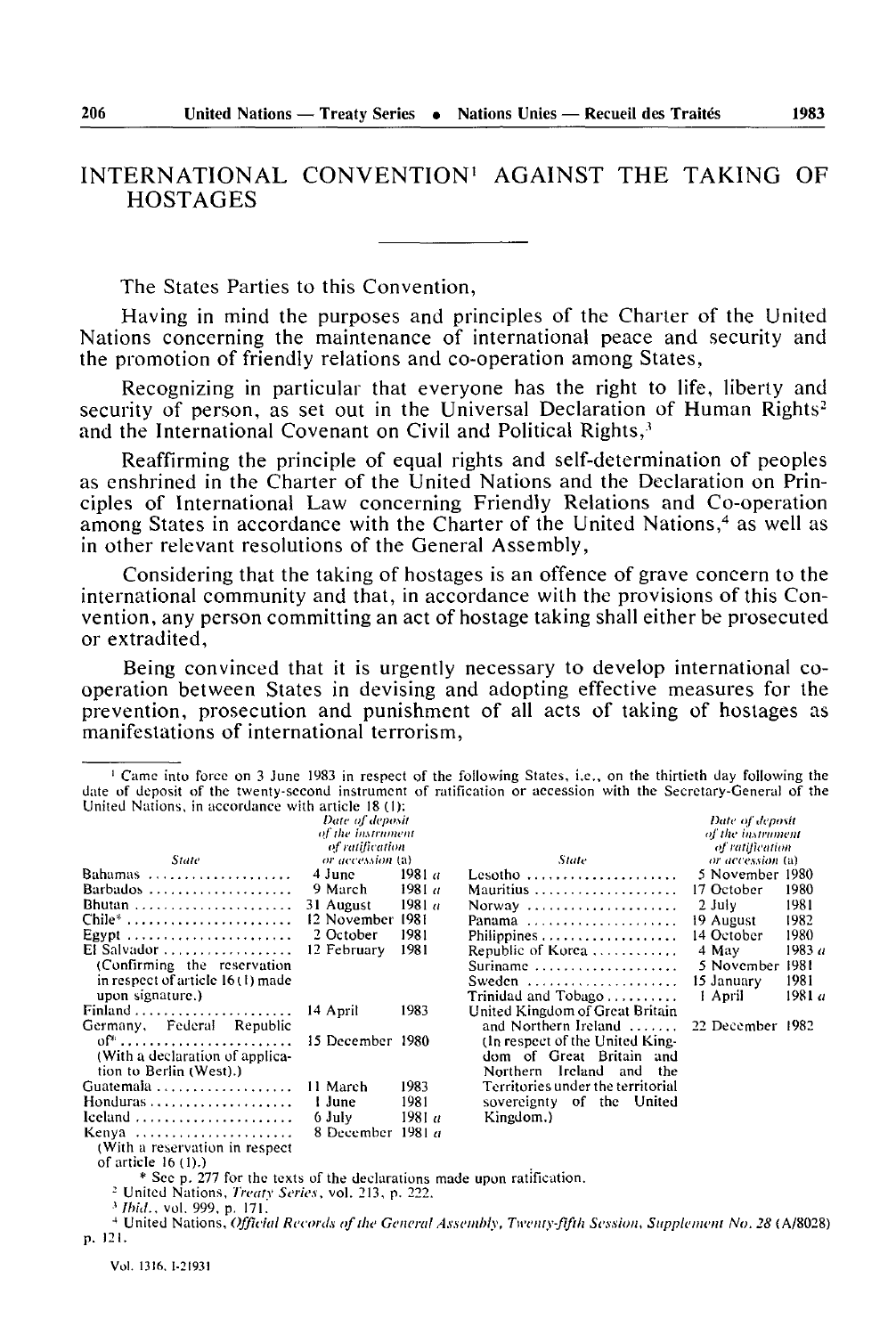# INTERNATIONAL CONVENTION[1] AGAINST THE TAKING OF HOSTAGES

The States Parties to this Convention,

Having in mind the purposes and principles of the Charter of the United Nations concerning the maintenance of international peace and security and the promotion of friendly relations and co-operation among States,

Recognizing in particular that everyone has the right to life, liberty and security of person, as set out in the Universal Declaration of Human Rights[2] and the International Covenant on Civil and Political Rights,[3]

Reaffirming the principle of equal rights and self-determination of peoples as enshrined in the Charter of the United Nations and the Declaration on Principles of International Law concerning Friendly Relations and Co-operation among States in accordance with the Charter of the United Nations,[4] as well as in other relevant resolutions of the General Assembly,

Considering that the taking of hostages is an offence of grave concern to the international community and that, in accordance with the provisions of this Convention, any person committing an act of hostage taking shall either be prosecuted or extradited,

Being convinced that it is urgently necessary to develop international co-operation between States in devising and adopting effective measures for the prevention, prosecution and punishment of all acts of taking of hostages as manifestations of international terrorism,

---

[1] Came into force on 3 June 1983 in respect of the following States, i.e., on the thirtieth day following the date of deposit of the twenty-second instrument of ratification or accession with the Secretary-General of the United Nations, in accordance with article 18 (1):

| *State* | *Date of deposit of the instrument of ratification or accession (a)* |
|---|---|
| Bahamas | 4 June 1981 *a* |
| Barbados | 9 March 1981 *a* |
| Bhutan | 31 August 1981 *a* |
| Chile* | 12 November 1981 |
| Egypt | 2 October 1981 |
| El Salvador (Confirming the reservation in respect of article 16 (1) made upon signature.) | 12 February 1981 |
| Finland | 14 April 1983 |
| Germany, Federal Republic of* (With a declaration of application to Berlin (West).) | 15 December 1980 |
| Guatemala | 11 March 1983 |
| Honduras | 1 June 1981 |
| Iceland | 6 July 1981 *a* |
| Kenya (With a reservation in respect of article 16 (1).) | 8 December 1981 *a* |
| Lesotho | 5 November 1980 |
| Mauritius | 17 October 1980 |
| Norway | 2 July 1981 |
| Panama | 19 August 1982 |
| Philippines | 14 October 1980 |
| Republic of Korea | 4 May 1983 *a* |
| Suriname | 5 November 1981 |
| Sweden | 15 January 1981 |
| Trinidad and Tobago | 1 April 1981 *a* |
| United Kingdom of Great Britain and Northern Ireland (In respect of the United Kingdom of Great Britain and Northern Ireland and the Territories under the territorial sovereignty of the United Kingdom.) | 22 December 1982 |

\* See p. 277 for the texts of the declarations made upon ratification.

[2] United Nations, *Treaty Series*, vol. 213, p. 222.

[3] *Ibid.*, vol. 999, p. 171.

[4] United Nations, *Official Records of the General Assembly, Twenty-fifth Session, Supplement No. 28* (A/8028) p. 121.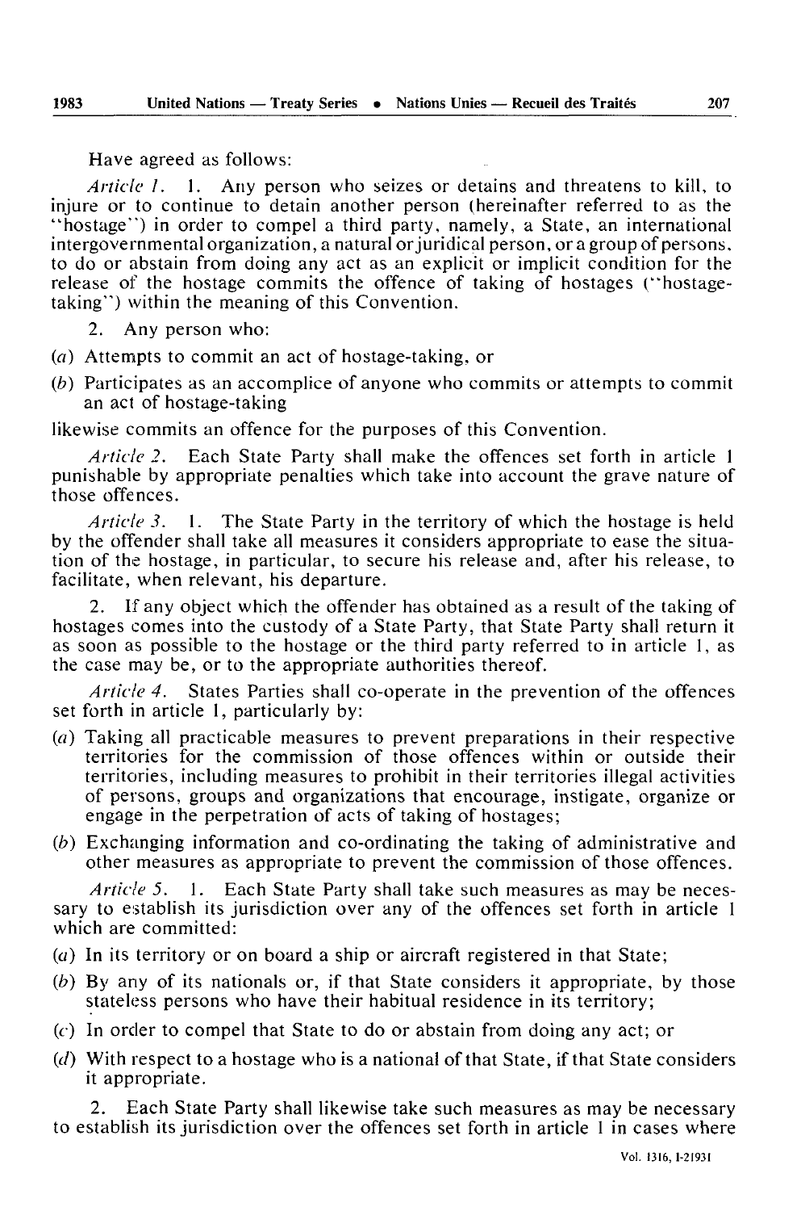Have agreed as follows:

*Article 1.* 1. Any person who seizes or detains and threatens to kill, to injure or to continue to detain another person (hereinafter referred to as the "hostage") in order to compel a third party, namely, a State, an international intergovernmental organization, a natural or juridical person, or a group of persons, to do or abstain from doing any act as an explicit or implicit condition for the release of the hostage commits the offence of taking of hostages ("hostage-taking") within the meaning of this Convention.

2. Any person who:

(*a*) Attempts to commit an act of hostage-taking, or

(*b*) Participates as an accomplice of anyone who commits or attempts to commit an act of hostage-taking

likewise commits an offence for the purposes of this Convention.

*Article 2.* Each State Party shall make the offences set forth in article 1 punishable by appropriate penalties which take into account the grave nature of those offences.

*Article 3.* 1. The State Party in the territory of which the hostage is held by the offender shall take all measures it considers appropriate to ease the situation of the hostage, in particular, to secure his release and, after his release, to facilitate, when relevant, his departure.

2. If any object which the offender has obtained as a result of the taking of hostages comes into the custody of a State Party, that State Party shall return it as soon as possible to the hostage or the third party referred to in article 1, as the case may be, or to the appropriate authorities thereof.

*Article 4.* States Parties shall co-operate in the prevention of the offences set forth in article 1, particularly by:

(*a*) Taking all practicable measures to prevent preparations in their respective territories for the commission of those offences within or outside their territories, including measures to prohibit in their territories illegal activities of persons, groups and organizations that encourage, instigate, organize or engage in the perpetration of acts of taking of hostages;

(*b*) Exchanging information and co-ordinating the taking of administrative and other measures as appropriate to prevent the commission of those offences.

*Article 5.* 1. Each State Party shall take such measures as may be necessary to establish its jurisdiction over any of the offences set forth in article 1 which are committed:

(*a*) In its territory or on board a ship or aircraft registered in that State;

(*b*) By any of its nationals or, if that State considers it appropriate, by those stateless persons who have their habitual residence in its territory;

(*c*) In order to compel that State to do or abstain from doing any act; or

(*d*) With respect to a hostage who is a national of that State, if that State considers it appropriate.

2. Each State Party shall likewise take such measures as may be necessary to establish its jurisdiction over the offences set forth in article 1 in cases where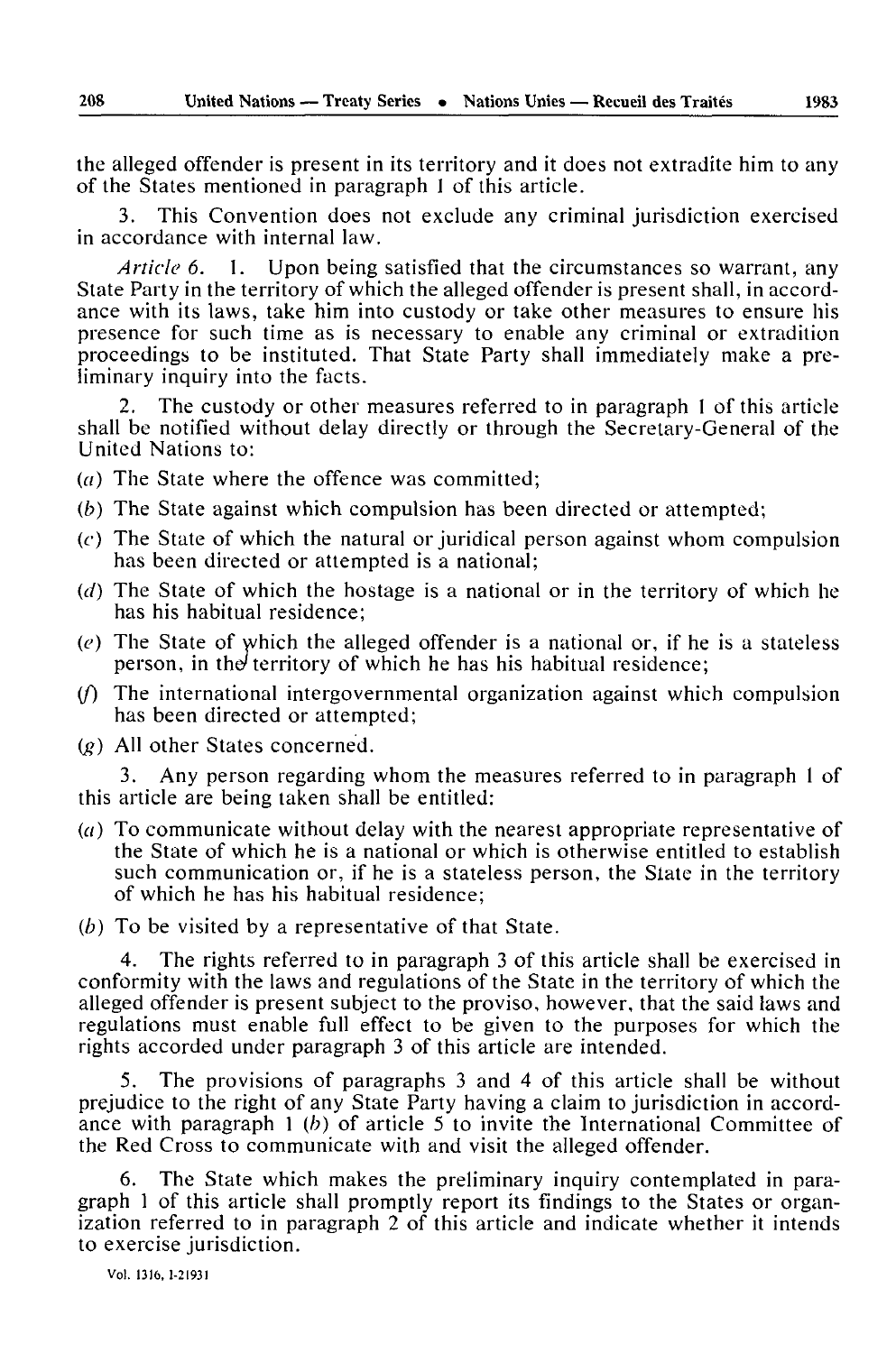the alleged offender is present in its territory and it does not extradite him to any of the States mentioned in paragraph 1 of this article.

3. This Convention does not exclude any criminal jurisdiction exercised in accordance with internal law.

*Article 6.* 1. Upon being satisfied that the circumstances so warrant, any State Party in the territory of which the alleged offender is present shall, in accordance with its laws, take him into custody or take other measures to ensure his presence for such time as is necessary to enable any criminal or extradition proceedings to be instituted. That State Party shall immediately make a preliminary inquiry into the facts.

2. The custody or other measures referred to in paragraph 1 of this article shall be notified without delay directly or through the Secretary-General of the United Nations to:

(*a*) The State where the offence was committed;

(*b*) The State against which compulsion has been directed or attempted;

(*c*) The State of which the natural or juridical person against whom compulsion has been directed or attempted is a national;

(*d*) The State of which the hostage is a national or in the territory of which he has his habitual residence;

(*e*) The State of which the alleged offender is a national or, if he is a stateless person, in the territory of which he has his habitual residence;

(*f*) The international intergovernmental organization against which compulsion has been directed or attempted;

(*g*) All other States concerned.

3. Any person regarding whom the measures referred to in paragraph 1 of this article are being taken shall be entitled:

(*a*) To communicate without delay with the nearest appropriate representative of the State of which he is a national or which is otherwise entitled to establish such communication or, if he is a stateless person, the State in the territory of which he has his habitual residence;

(*b*) To be visited by a representative of that State.

4. The rights referred to in paragraph 3 of this article shall be exercised in conformity with the laws and regulations of the State in the territory of which the alleged offender is present subject to the proviso, however, that the said laws and regulations must enable full effect to be given to the purposes for which the rights accorded under paragraph 3 of this article are intended.

5. The provisions of paragraphs 3 and 4 of this article shall be without prejudice to the right of any State Party having a claim to jurisdiction in accordance with paragraph 1 (*b*) of article 5 to invite the International Committee of the Red Cross to communicate with and visit the alleged offender.

6. The State which makes the preliminary inquiry contemplated in paragraph 1 of this article shall promptly report its findings to the States or organization referred to in paragraph 2 of this article and indicate whether it intends to exercise jurisdiction.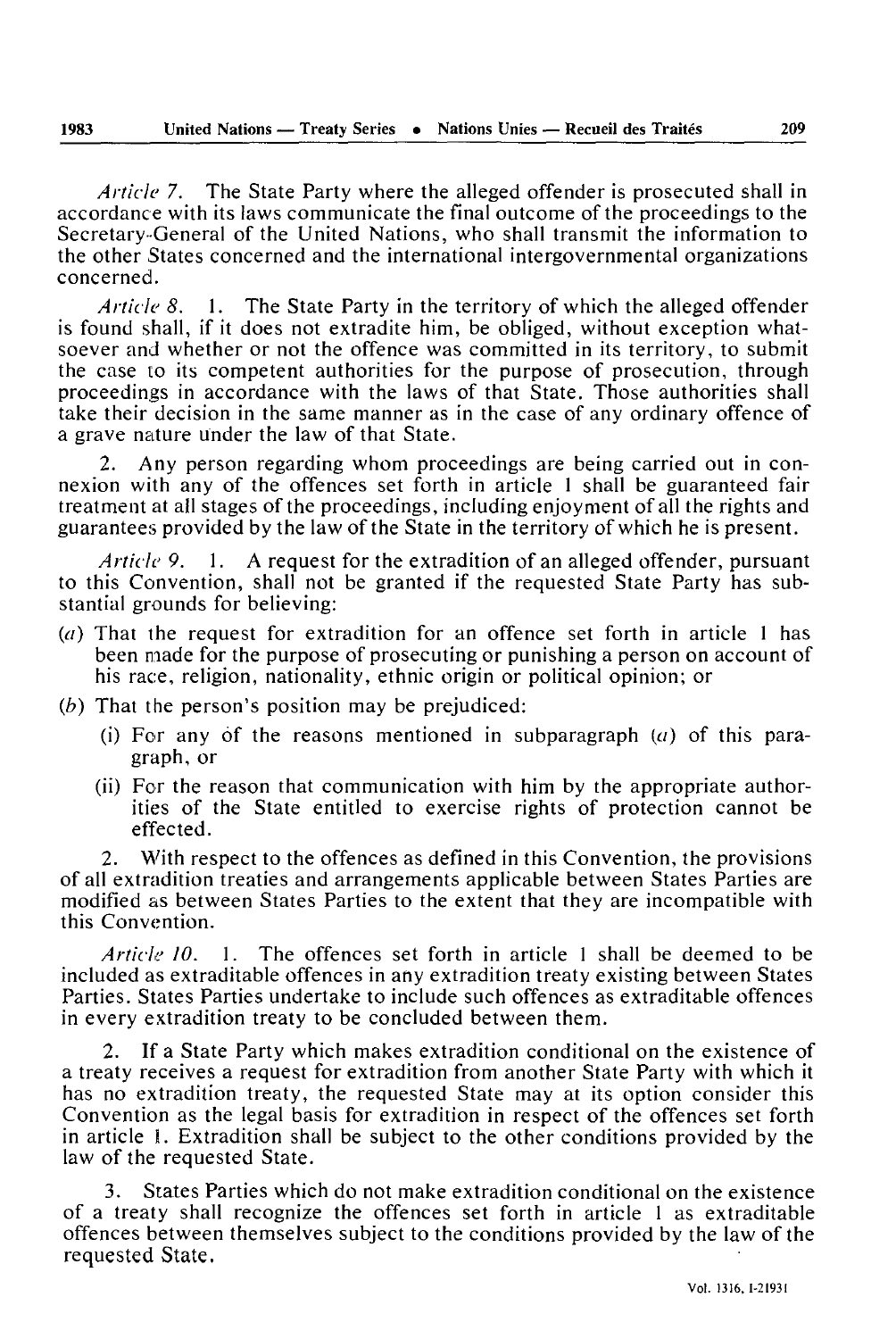*Article 7.* The State Party where the alleged offender is prosecuted shall in accordance with its laws communicate the final outcome of the proceedings to the Secretary-General of the United Nations, who shall transmit the information to the other States concerned and the international intergovernmental organizations concerned.

*Article 8.* 1. The State Party in the territory of which the alleged offender is found shall, if it does not extradite him, be obliged, without exception whatsoever and whether or not the offence was committed in its territory, to submit the case to its competent authorities for the purpose of prosecution, through proceedings in accordance with the laws of that State. Those authorities shall take their decision in the same manner as in the case of any ordinary offence of a grave nature under the law of that State.

2. Any person regarding whom proceedings are being carried out in connexion with any of the offences set forth in article 1 shall be guaranteed fair treatment at all stages of the proceedings, including enjoyment of all the rights and guarantees provided by the law of the State in the territory of which he is present.

*Article 9.* 1. A request for the extradition of an alleged offender, pursuant to this Convention, shall not be granted if the requested State Party has substantial grounds for believing:

(*a*) That the request for extradition for an offence set forth in article 1 has been made for the purpose of prosecuting or punishing a person on account of his race, religion, nationality, ethnic origin or political opinion; or

(*b*) That the person's position may be prejudiced:

   (i) For any of the reasons mentioned in subparagraph (*a*) of this paragraph, or

   (ii) For the reason that communication with him by the appropriate authorities of the State entitled to exercise rights of protection cannot be effected.

2. With respect to the offences as defined in this Convention, the provisions of all extradition treaties and arrangements applicable between States Parties are modified as between States Parties to the extent that they are incompatible with this Convention.

*Article 10.* 1. The offences set forth in article 1 shall be deemed to be included as extraditable offences in any extradition treaty existing between States Parties. States Parties undertake to include such offences as extraditable offences in every extradition treaty to be concluded between them.

2. If a State Party which makes extradition conditional on the existence of a treaty receives a request for extradition from another State Party with which it has no extradition treaty, the requested State may at its option consider this Convention as the legal basis for extradition in respect of the offences set forth in article 1. Extradition shall be subject to the other conditions provided by the law of the requested State.

3. States Parties which do not make extradition conditional on the existence of a treaty shall recognize the offences set forth in article 1 as extraditable offences between themselves subject to the conditions provided by the law of the requested State.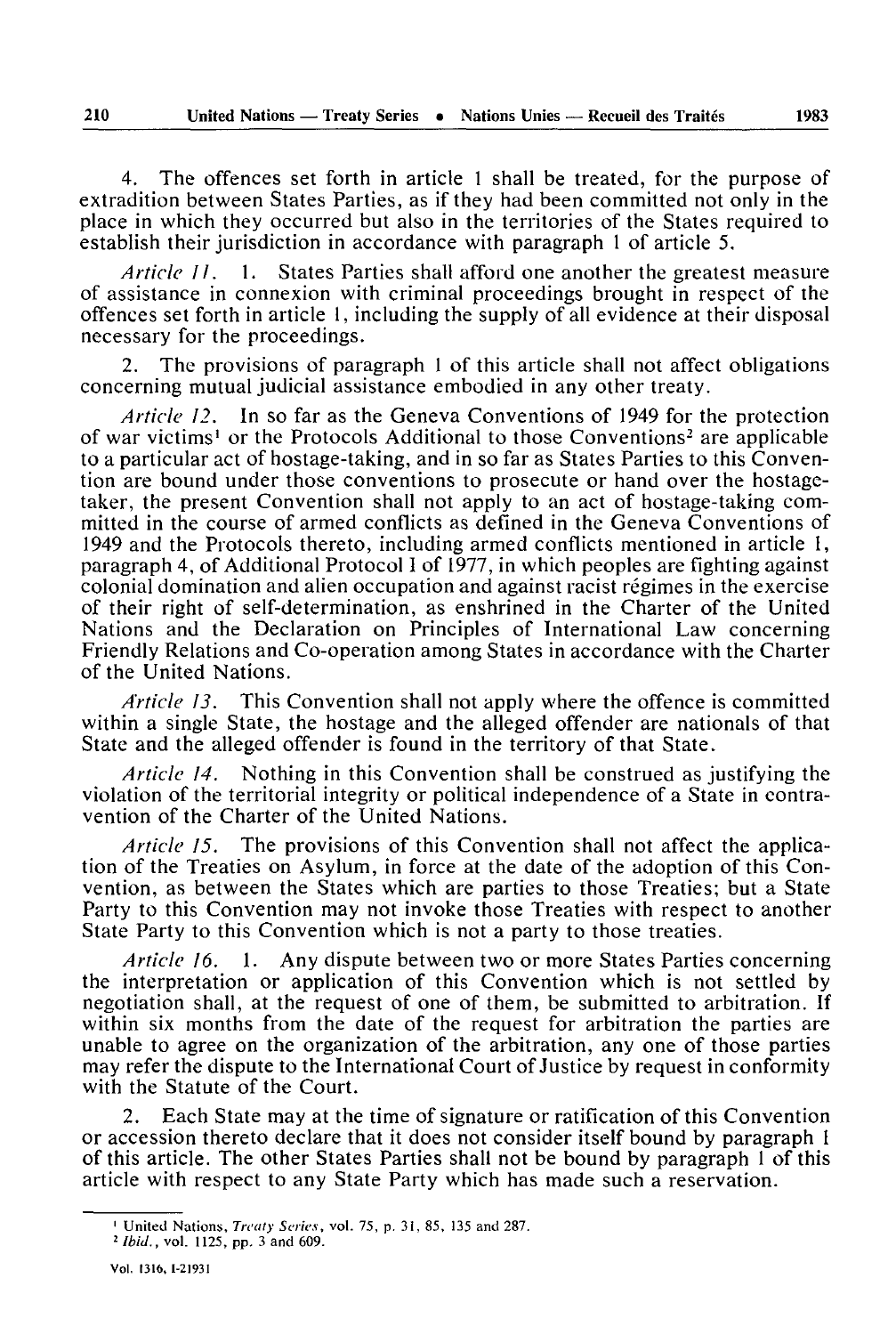4. The offences set forth in article 1 shall be treated, for the purpose of extradition between States Parties, as if they had been committed not only in the place in which they occurred but also in the territories of the States required to establish their jurisdiction in accordance with paragraph 1 of article 5.

*Article 11.* 1. States Parties shall afford one another the greatest measure of assistance in connexion with criminal proceedings brought in respect of the offences set forth in article 1, including the supply of all evidence at their disposal necessary for the proceedings.

2. The provisions of paragraph 1 of this article shall not affect obligations concerning mutual judicial assistance embodied in any other treaty.

*Article 12.* In so far as the Geneva Conventions of 1949 for the protection of war victims[1] or the Protocols Additional to those Conventions[2] are applicable to a particular act of hostage-taking, and in so far as States Parties to this Convention are bound under those conventions to prosecute or hand over the hostage-taker, the present Convention shall not apply to an act of hostage-taking committed in the course of armed conflicts as defined in the Geneva Conventions of 1949 and the Protocols thereto, including armed conflicts mentioned in article 1, paragraph 4, of Additional Protocol I of 1977, in which peoples are fighting against colonial domination and alien occupation and against racist régimes in the exercise of their right of self-determination, as enshrined in the Charter of the United Nations and the Declaration on Principles of International Law concerning Friendly Relations and Co-operation among States in accordance with the Charter of the United Nations.

*Article 13.* This Convention shall not apply where the offence is committed within a single State, the hostage and the alleged offender are nationals of that State and the alleged offender is found in the territory of that State.

*Article 14.* Nothing in this Convention shall be construed as justifying the violation of the territorial integrity or political independence of a State in contravention of the Charter of the United Nations.

*Article 15.* The provisions of this Convention shall not affect the application of the Treaties on Asylum, in force at the date of the adoption of this Convention, as between the States which are parties to those Treaties; but a State Party to this Convention may not invoke those Treaties with respect to another State Party to this Convention which is not a party to those treaties.

*Article 16.* 1. Any dispute between two or more States Parties concerning the interpretation or application of this Convention which is not settled by negotiation shall, at the request of one of them, be submitted to arbitration. If within six months from the date of the request for arbitration the parties are unable to agree on the organization of the arbitration, any one of those parties may refer the dispute to the International Court of Justice by request in conformity with the Statute of the Court.

2. Each State may at the time of signature or ratification of this Convention or accession thereto declare that it does not consider itself bound by paragraph 1 of this article. The other States Parties shall not be bound by paragraph 1 of this article with respect to any State Party which has made such a reservation.

---

[1] United Nations, *Treaty Series*, vol. 75, p. 31, 85, 135 and 287.

[2] *Ibid.*, vol. 1125, pp. 3 and 609.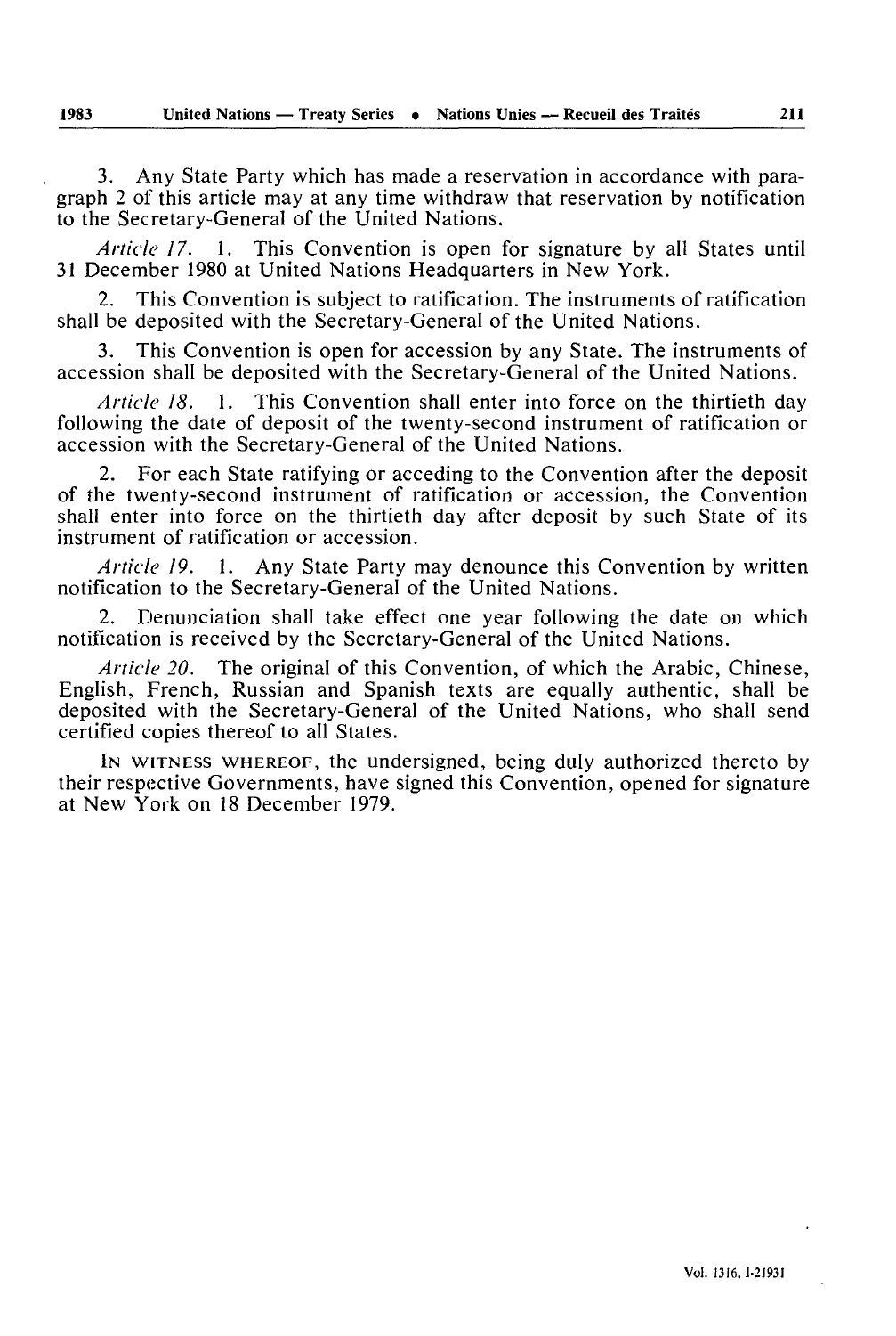3. Any State Party which has made a reservation in accordance with paragraph 2 of this article may at any time withdraw that reservation by notification to the Secretary-General of the United Nations.

*Article 17.* 1. This Convention is open for signature by all States until 31 December 1980 at United Nations Headquarters in New York.

2. This Convention is subject to ratification. The instruments of ratification shall be deposited with the Secretary-General of the United Nations.

3. This Convention is open for accession by any State. The instruments of accession shall be deposited with the Secretary-General of the United Nations.

*Article 18.* 1. This Convention shall enter into force on the thirtieth day following the date of deposit of the twenty-second instrument of ratification or accession with the Secretary-General of the United Nations.

2. For each State ratifying or acceding to the Convention after the deposit of the twenty-second instrument of ratification or accession, the Convention shall enter into force on the thirtieth day after deposit by such State of its instrument of ratification or accession.

*Article 19.* 1. Any State Party may denounce this Convention by written notification to the Secretary-General of the United Nations.

2. Denunciation shall take effect one year following the date on which notification is received by the Secretary-General of the United Nations.

*Article 20.* The original of this Convention, of which the Arabic, Chinese, English, French, Russian and Spanish texts are equally authentic, shall be deposited with the Secretary-General of the United Nations, who shall send certified copies thereof to all States.

IN WITNESS WHEREOF, the undersigned, being duly authorized thereto by their respective Governments, have signed this Convention, opened for signature at New York on 18 December 1979.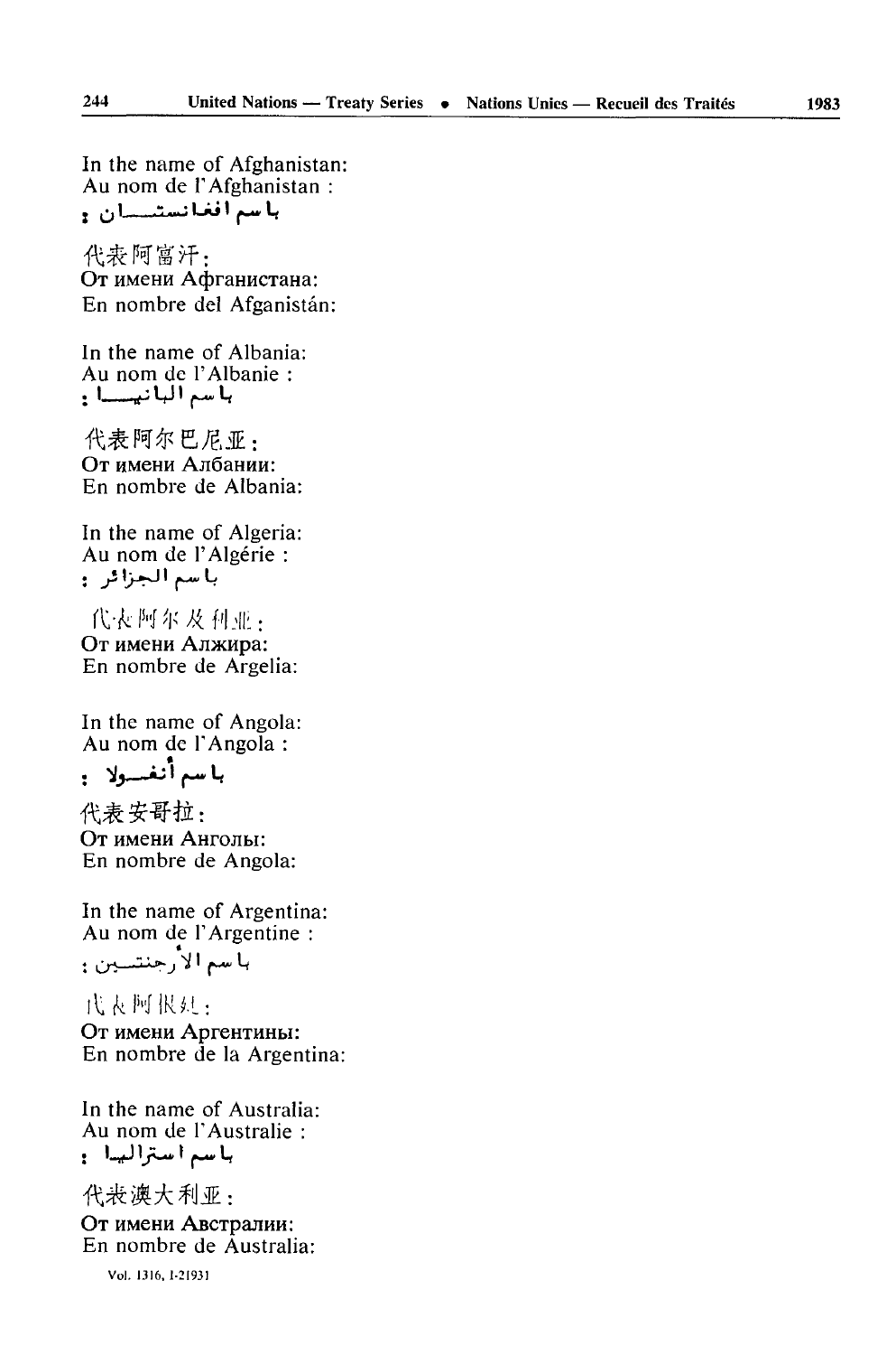In the name of Afghanistan:
Au nom de l'Afghanistan :
باسم افغانستان :

代表阿富汗:
От имени Афганистана:
En nombre del Afganistán:

In the name of Albania:
Au nom de l'Albanie :
باسم البانيا :

代表阿尔巴尼亚:
От имени Албании:
En nombre de Albania:

In the name of Algeria:
Au nom de l'Algérie :
باسم الجزائر :

代表阿尔及利亚:
От имени Алжира:
En nombre de Argelia:

In the name of Angola:
Au nom de l'Angola :
باسم أنغولا :

代表安哥拉:
От имени Анголы:
En nombre de Angola:

In the name of Argentina:
Au nom de l'Argentine :
باسم الأرجنتين :

代表阿根廷:
От имени Аргентины:
En nombre de la Argentina:

In the name of Australia:
Au nom de l'Australie :
باسم استراليا :

代表澳大利亚:
От имени Австралии:
En nombre de Australia:

Vol. 1316, I-21931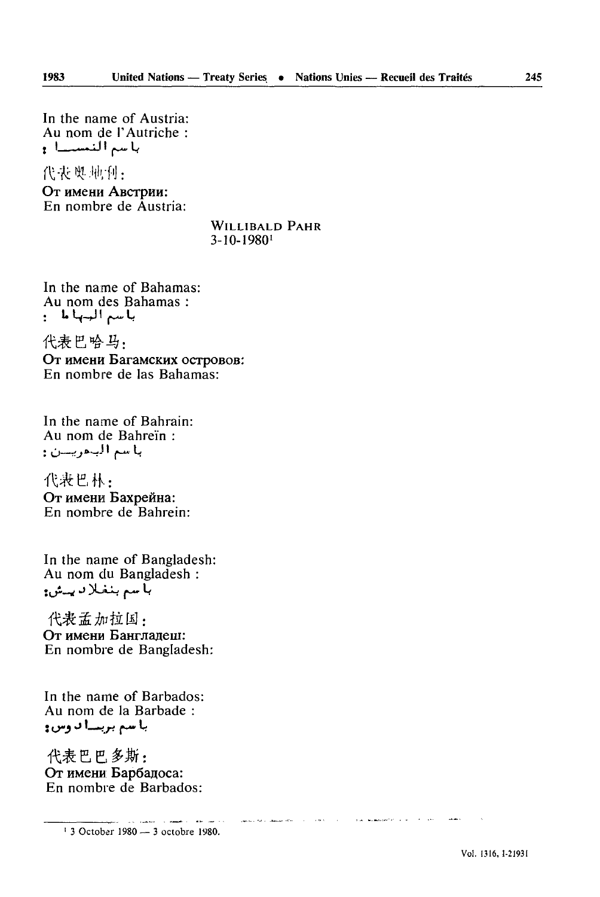In the name of Austria:
Au nom de l'Autriche :
باسم النمسا :

代表奥地利：
От имени Австрии:
En nombre de Austria:

WILLIBALD PAHR
3-10-1980[1]

In the name of Bahamas:
Au nom des Bahamas :
باسم البهاما :

代表巴哈马：
От имени Багамских островов:
En nombre de las Bahamas:

In the name of Bahrain:
Au nom de Bahreïn :
باسم البحرين :

代表巴林：
От имени Бахрейна:
En nombre de Bahrein:

In the name of Bangladesh:
Au nom du Bangladesh :
باسم بنغلاديش:

代表孟加拉国：
От имени Бангладеш:
En nombre de Bangladesh:

In the name of Barbados:
Au nom de la Barbade :
باسم بربادوس:

代表巴巴多斯：
От имени Барбадоса:
En nombre de Barbados:

[1] 3 October 1980 — 3 octobre 1980.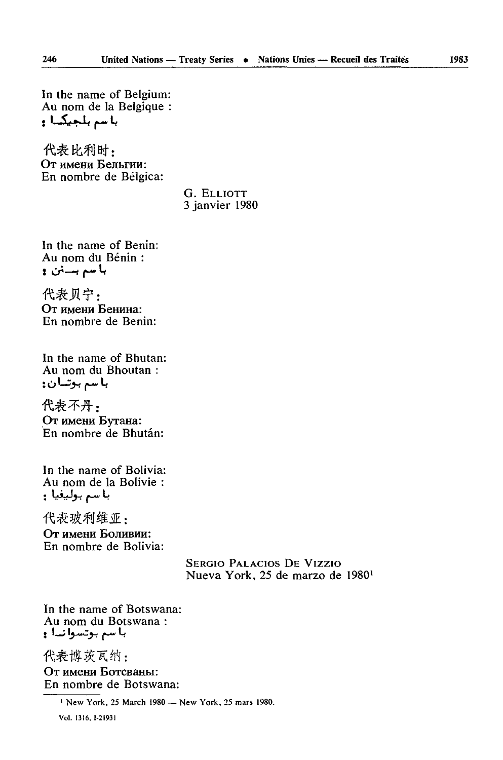In the name of Belgium:
Au nom de la Belgique :
باسم بلجيكا :

代表比利时：
От имени Бельгии:
En nombre de Bélgica:

G. ELLIOTT
3 janvier 1980

In the name of Benin:
Au nom du Bénin :
باسم بنن :

代表贝宁：
От имени Бенина:
En nombre de Benin:

In the name of Bhutan:
Au nom du Bhoutan :
باسم بوتان :

代表不丹：
От имени Бутана:
En nombre de Bhután:

In the name of Bolivia:
Au nom de la Bolivie :
باسم بوليفيا :

代表玻利维亚：
От имени Боливии:
En nombre de Bolivia:

SERGIO PALACIOS DE VIZZIO
Nueva York, 25 de marzo de 1980[1]

In the name of Botswana:
Au nom du Botswana :
باسم بوتسوانا :

代表博茨瓦纳：
От имени Ботсваны:
En nombre de Botswana:

---

[1] New York, 25 March 1980 — New York, 25 mars 1980.

Vol. 1316, I-21931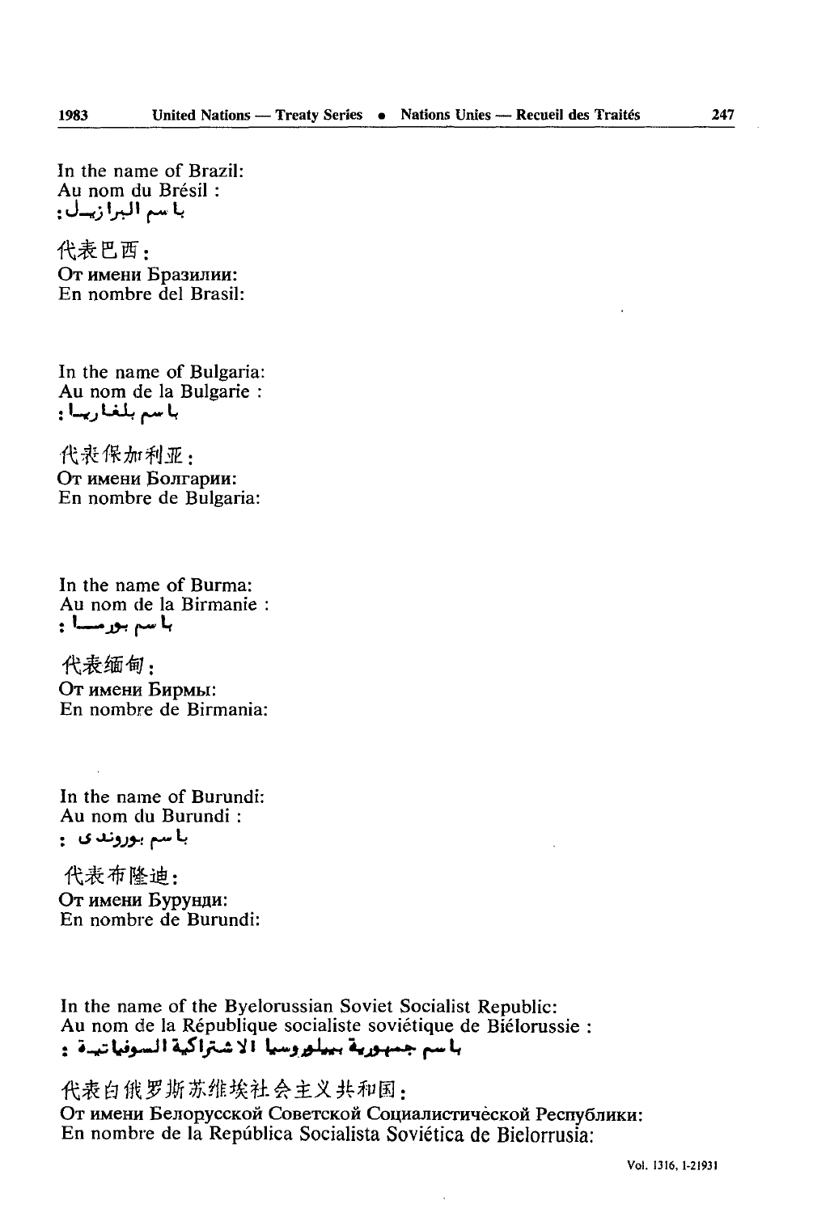In the name of Brazil:
Au nom du Brésil :
باسم البرازيل:

代表巴西：
От имени Бразилии:
En nombre del Brasil:

In the name of Bulgaria:
Au nom de la Bulgarie :
باسم بلغاريا :

代表保加利亚：
От имени Болгарии:
En nombre de Bulgaria:

In the name of Burma:
Au nom de la Birmanie :
باسم بورما :

代表缅甸：
От имени Бирмы:
En nombre de Birmania:

In the name of Burundi:
Au nom du Burundi :
باسم بوروندى :

代表布隆迪：
От имени Бурунди:
En nombre de Burundi:

In the name of the Byelorussian Soviet Socialist Republic:
Au nom de la République socialiste soviétique de Biélorussie :
باسم جمهورية بيلوروسيا الاشتراكية السوفياتية :

代表白俄罗斯苏维埃社会主义共和国：
От имени Белорусской Советской Социалистической Республики:
En nombre de la República Socialista Soviética de Bielorrusia: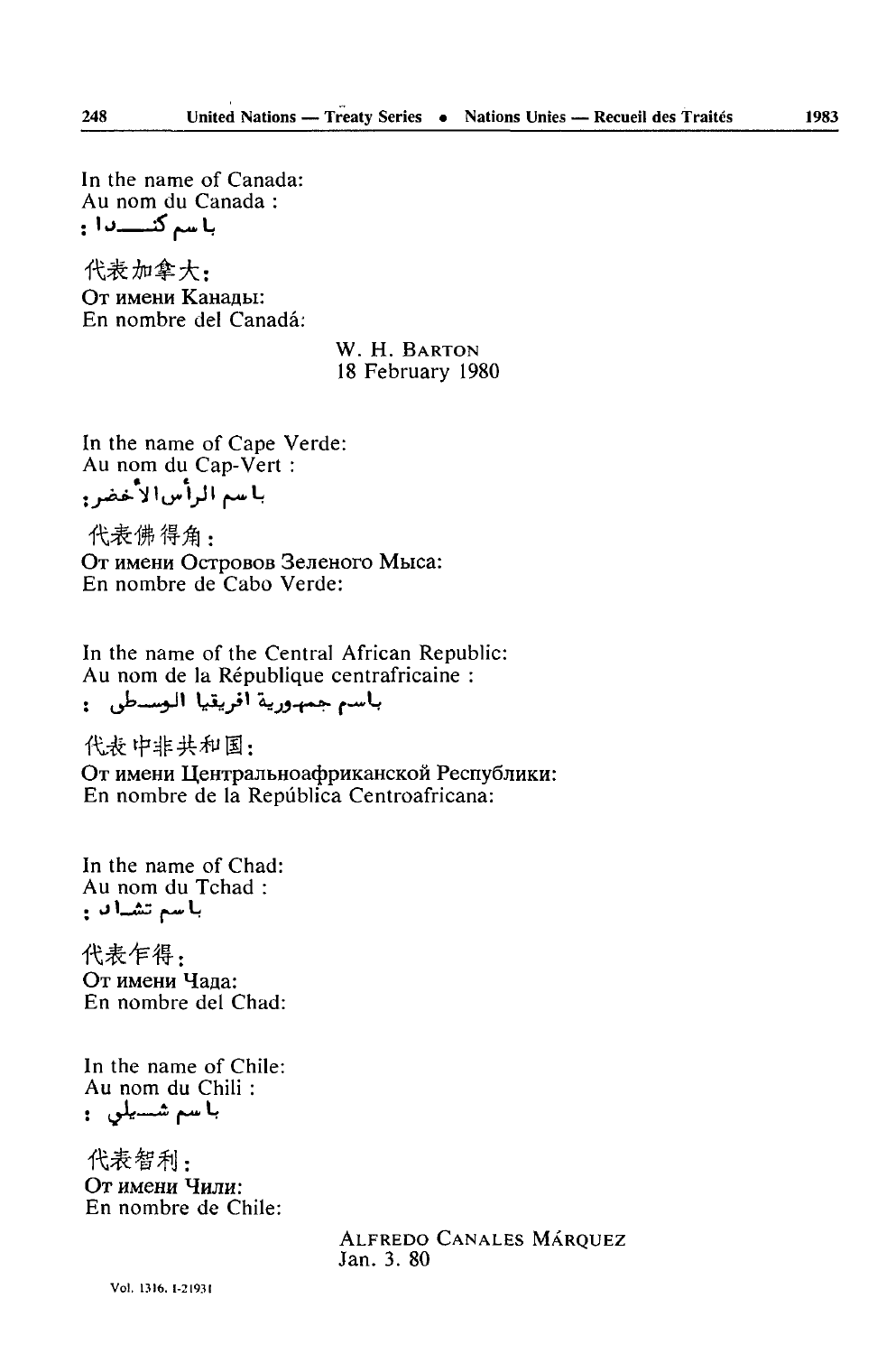In the name of Canada:
Au nom du Canada :
باسم كندا :

代表加拿大：
От имени Канады:
En nombre del Canadá:

W. H. BARTON
18 February 1980

In the name of Cape Verde:
Au nom du Cap-Vert :
باسم الرأس الأخضر :

代表佛得角：
От имени Островов Зеленого Мыса:
En nombre de Cabo Verde:

In the name of the Central African Republic:
Au nom de la République centrafricaine :
باسم جمهورية افريقيا الوسطى :

代表中非共和国：
От имени Центральноафриканской Республики:
En nombre de la República Centroafricana:

In the name of Chad:
Au nom du Tchad :
باسم تشاد :

代表乍得：
От имени Чада:
En nombre del Chad:

In the name of Chile:
Au nom du Chili :
باسم شيلي :

代表智利：
От имени Чили:
En nombre de Chile:

ALFREDO CANALES MÁRQUEZ
Jan. 3. 80

Vol. 1316, I-21931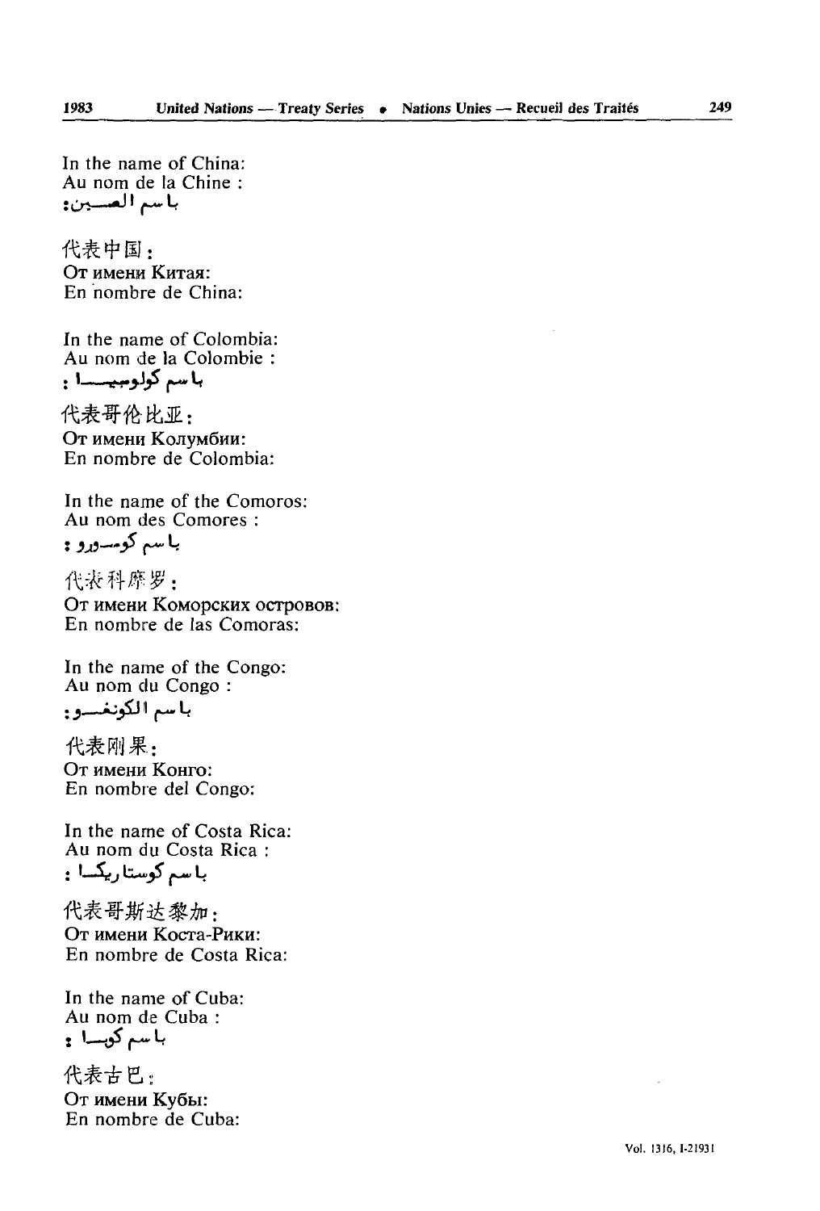In the name of China:
Au nom de la Chine :
باسم الصين:

代表中国：
От имени Китая:
En nombre de China:

In the name of Colombia:
Au nom de la Colombie :
باسم كولومبيا :

代表哥伦比亚：
От имени Колумбии:
En nombre de Colombia:

In the name of the Comoros:
Au nom des Comores :
باسم كومورو :

代表科摩罗：
От имени Коморских островов:
En nombre de las Comoras:

In the name of the Congo:
Au nom du Congo :
باسم الكونغو:

代表刚果：
От имени Конго:
En nombre del Congo:

In the name of Costa Rica:
Au nom du Costa Rica :
باسم كوستاريكا :

代表哥斯达黎加：
От имени Коста-Рики:
En nombre de Costa Rica:

In the name of Cuba:
Au nom de Cuba :
باسم كوبا :

代表古巴：
От имени Кубы:
En nombre de Cuba: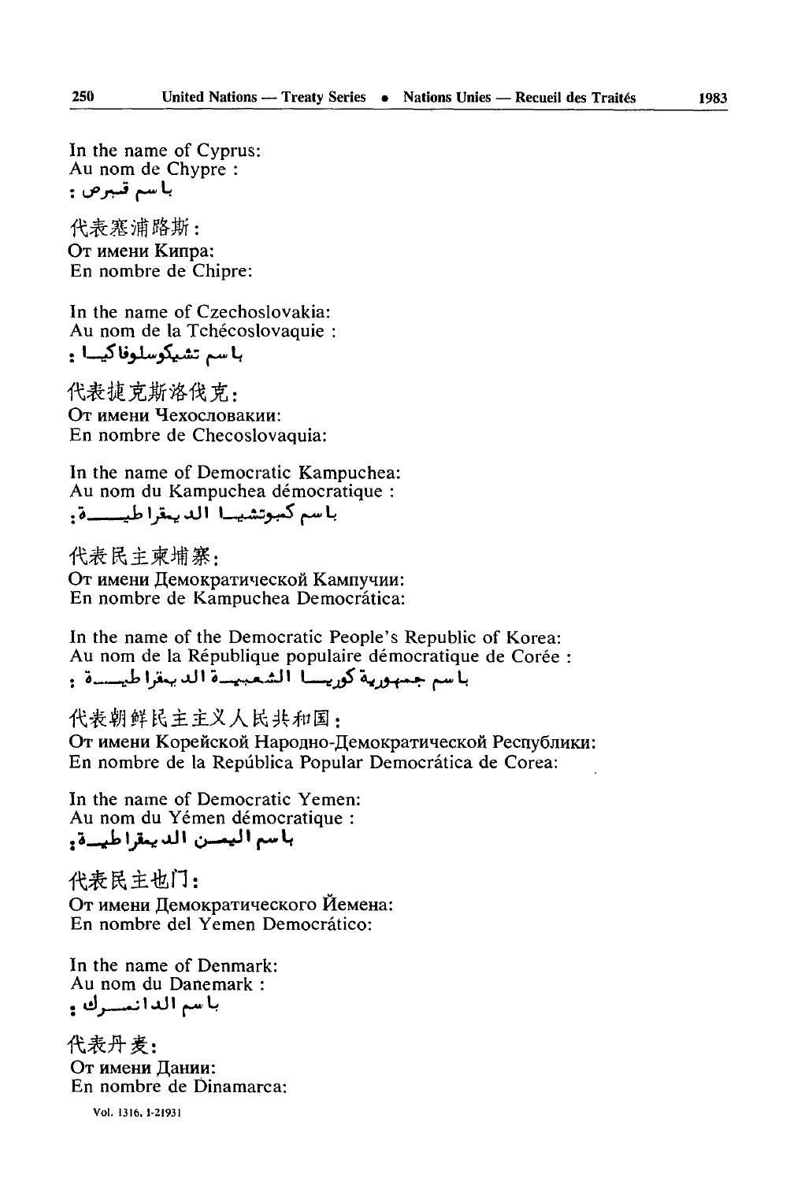In the name of Cyprus:
Au nom de Chypre :
باسم قبرص :

代表塞浦路斯：
От имени Кипра:
En nombre de Chipre:

In the name of Czechoslovakia:
Au nom de la Tchécoslovaquie :
باسم تشيكوسلوفاكيا :

代表捷克斯洛伐克：
От имени Чехословакии:
En nombre de Checoslovaquia:

In the name of Democratic Kampuchea:
Au nom du Kampuchea démocratique :
باسم كمبوتشيا الديمقراطية :

代表民主柬埔寨：
От имени Демократической Кампучии:
En nombre de Kampuchea Democrática:

In the name of the Democratic People's Republic of Korea:
Au nom de la République populaire démocratique de Corée :
باسم جمهورية كوريا الشعبية الديمقراطية :

代表朝鲜民主主义人民共和国：
От имени Корейской Народно-Демократической Республики:
En nombre de la República Popular Democrática de Corea:

In the name of Democratic Yemen:
Au nom du Yémen démocratique :
باسم اليمن الديمقراطية :

代表民主也门：
От имени Демократического Йемена:
En nombre del Yemen Democrático:

In the name of Denmark:
Au nom du Danemark :
باسم الدانمرك :

代表丹麦：
От имени Дании:
En nombre de Dinamarca:

Vol. 1316, I-21931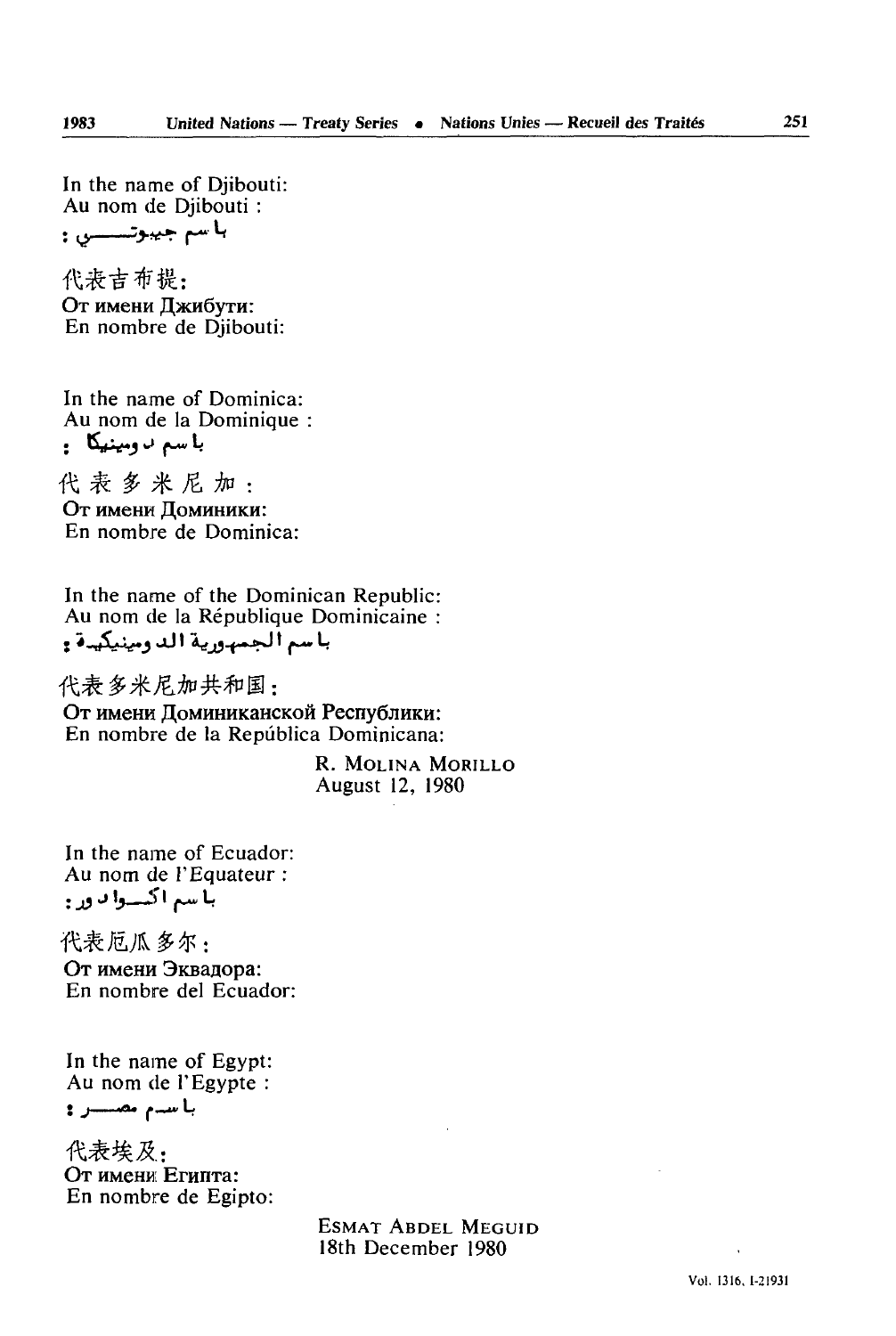In the name of Djibouti:
Au nom de Djibouti :
باسم جيبوتي :

代表吉布提：
От имени Джибути:
En nombre de Djibouti:

In the name of Dominica:
Au nom de la Dominique :
باسم دومينيكا :

代表多米尼加：
От имени Доминики:
En nombre de Dominica:

In the name of the Dominican Republic:
Au nom de la République Dominicaine :
باسم الجمهورية الدومينيكية :

代表多米尼加共和国：
От имени Доминиканской Республики:
En nombre de la República Dominicana:

R. MOLINA MORILLO
August 12, 1980

In the name of Ecuador:
Au nom de l'Equateur :
باسم اكوادور :

代表厄瓜多尔：
От имени Эквадора:
En nombre del Ecuador:

In the name of Egypt:
Au nom de l'Egypte :
باسم مصر :

代表埃及：
От имени Египта:
En nombre de Egipto:

ESMAT ABDEL MEGUID
18th December 1980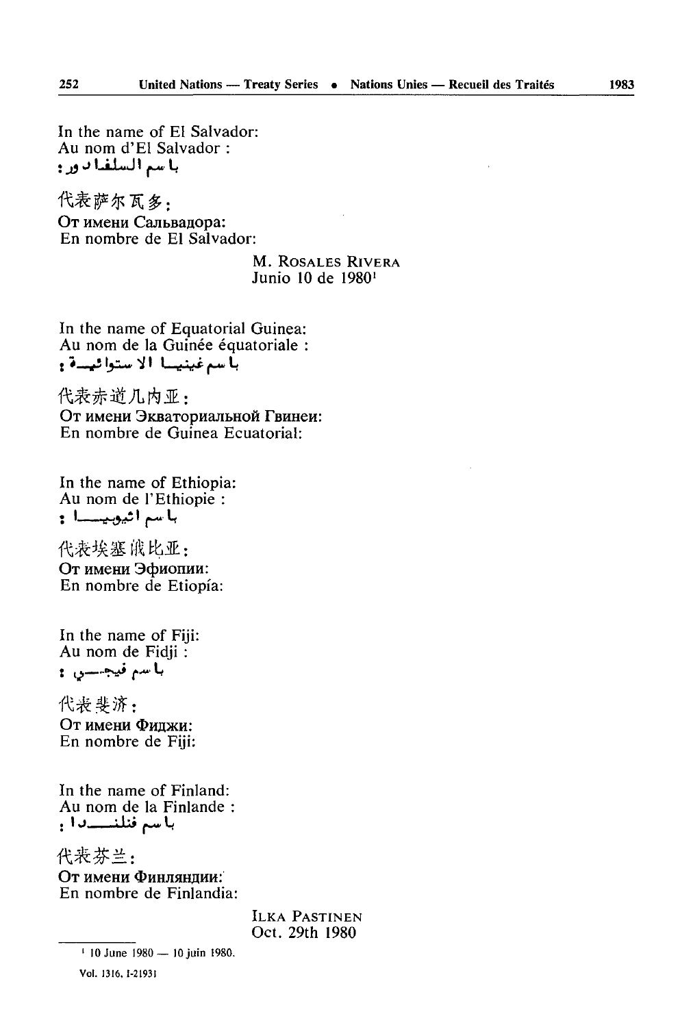In the name of El Salvador:
Au nom d'El Salvador :
باسم السلفادور :

代表萨尔瓦多：
От имени Сальвадора:
En nombre de El Salvador:

M. Rosales Rivera
Junio 10 de 1980[1]

In the name of Equatorial Guinea:
Au nom de la Guinée équatoriale :
باسم غينيا الاستوائية :

代表赤道几内亚：
От имени Экваториальной Гвинеи:
En nombre de Guinea Ecuatorial:

In the name of Ethiopia:
Au nom de l'Ethiopie :
باسم اثيوبيا :

代表埃塞俄比亚：
От имени Эфиопии:
En nombre de Etiopía:

In the name of Fiji:
Au nom de Fidji :
باسم فيجي :

代表斐济：
От имени Фиджи:
En nombre de Fiji:

In the name of Finland:
Au nom de la Finlande :
باسم فنلندا :

代表芬兰：
От имени Финляндии:
En nombre de Finlandia:

Ilka Pastinen
Oct. 29th 1980

[1] 10 June 1980 — 10 juin 1980.

Vol. 1316, I-21931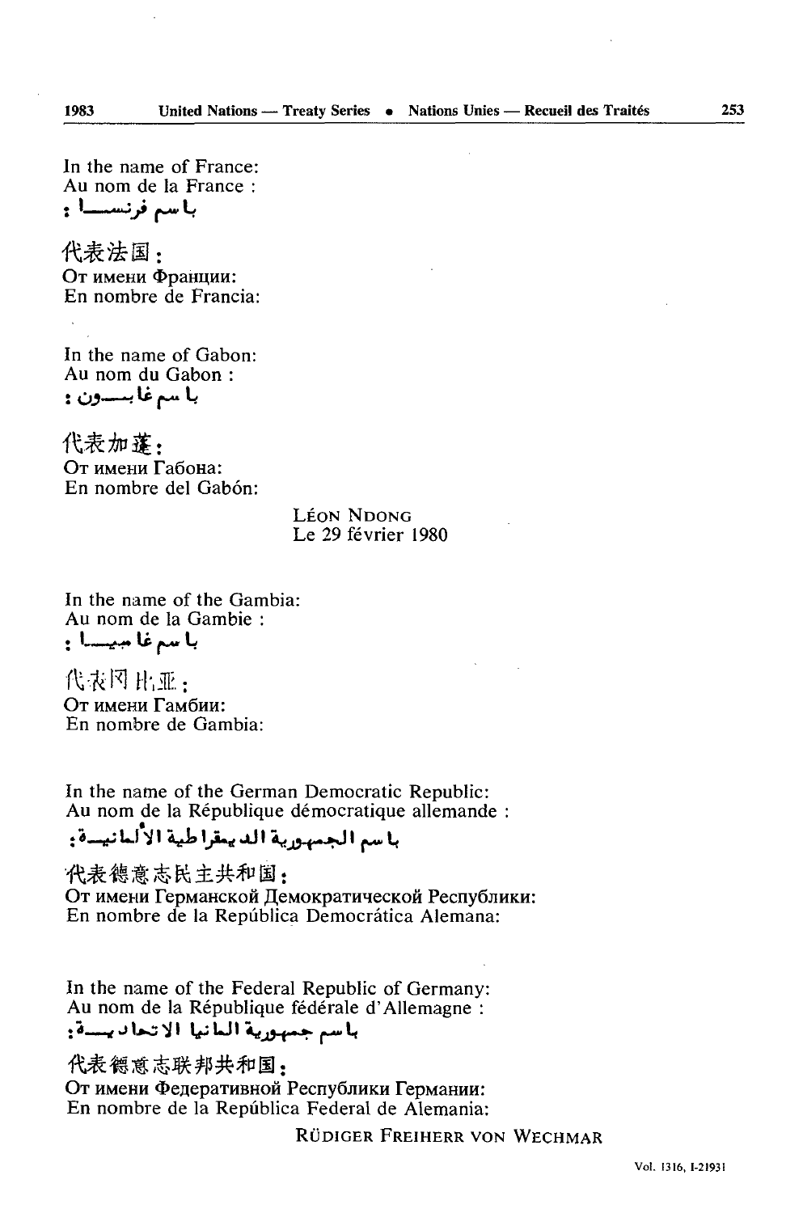In the name of France:
Au nom de la France :
باسم فرنسا :

代表法国：
От имени Франции:
En nombre de Francia:

In the name of Gabon:
Au nom du Gabon :
باسم غابون :

代表加蓬：
От имени Габона:
En nombre del Gabón:

LÉON NDONG
Le 29 février 1980

In the name of the Gambia:
Au nom de la Gambie :
باسم غامبيا :

代表冈比亚：
От имени Гамбии:
En nombre de Gambia:

In the name of the German Democratic Republic:
Au nom de la République démocratique allemande :
باسم الجمهورية الديمقراطية الألمانية :

代表德意志民主共和国：
От имени Германской Демократической Республики:
En nombre de la República Democrática Alemana:

In the name of the Federal Republic of Germany:
Au nom de la République fédérale d'Allemagne :
باسم جمهورية المانيا الاتحادية :

代表德意志联邦共和国：
От имени Федеративной Республики Германии:
En nombre de la República Federal de Alemania:

RÜDIGER FREIHERR VON WECHMAR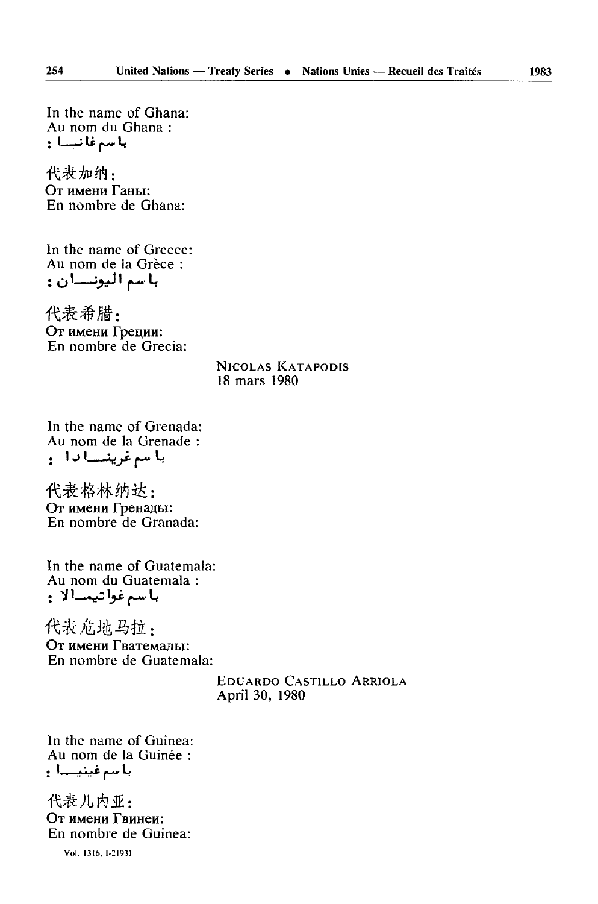In the name of Ghana:
Au nom du Ghana :
باسم غانـــا :

代表加纳：
От имени Ганы:
En nombre de Ghana:

In the name of Greece:
Au nom de la Grèce :
باسم اليونـــان :

代表希腊：
От имени Греции:
En nombre de Grecia:

NICOLAS KATAPODIS
18 mars 1980

In the name of Grenada:
Au nom de la Grenade :
باسم غرينـــادا :

代表格林纳达：
От имени Гренады:
En nombre de Granada:

In the name of Guatemala:
Au nom du Guatemala :
باسم غواتيمـــالا :

代表危地马拉：
От имени Гватемалы:
En nombre de Guatemala:

EDUARDO CASTILLO ARRIOLA
April 30, 1980

In the name of Guinea:
Au nom de la Guinée :
باسم غينيـــا :

代表几内亚：
От имени Гвинеи:
En nombre de Guinea:

Vol. 1316, I-21931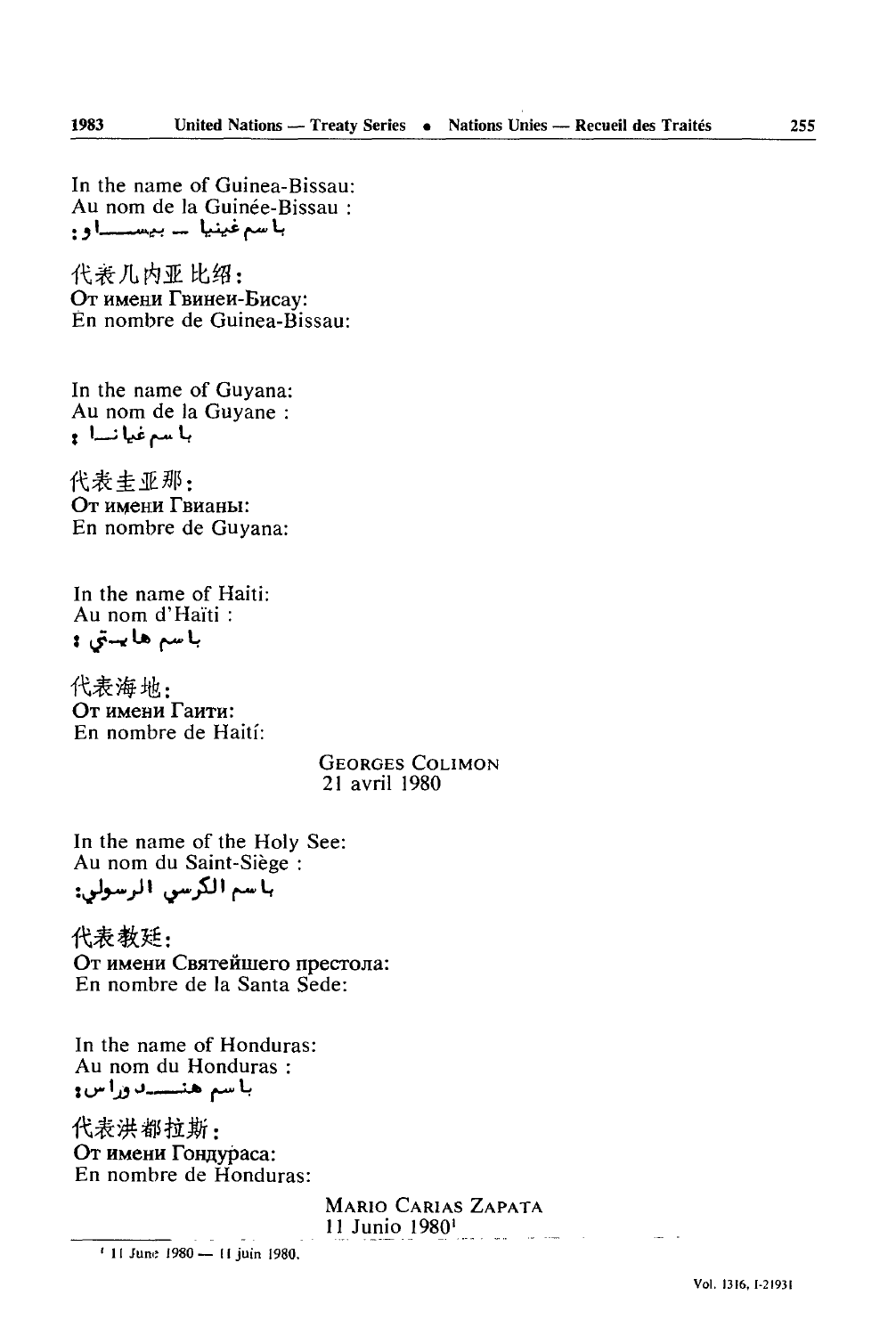In the name of Guinea-Bissau:
Au nom de la Guinée-Bissau :
باسم غينيا ــ بيساو:

代表几内亚比绍:
От имени Гвинеи-Бисау:
En nombre de Guinea-Bissau:

In the name of Guyana:
Au nom de la Guyane :
باسم غيانا :

代表圭亚那:
От имени Гвианы:
En nombre de Guyana:

In the name of Haiti:
Au nom d'Haïti :
باسم هايتي :

代表海地:
От имени Гаити:
En nombre de Haití:

GEORGES COLIMON
21 avril 1980

In the name of the Holy See:
Au nom du Saint-Siège :
باسم الكرسي الرسولي:

代表教廷:
От имени Святейшего престола:
En nombre de la Santa Sede:

In the name of Honduras:
Au nom du Honduras :
باسم هندوراس:

代表洪都拉斯:
От имени Гондураса:
En nombre de Honduras:

MARIO CARIAS ZAPATA
11 Junio 1980[1]

[1] 11 June 1980 — 11 juin 1980.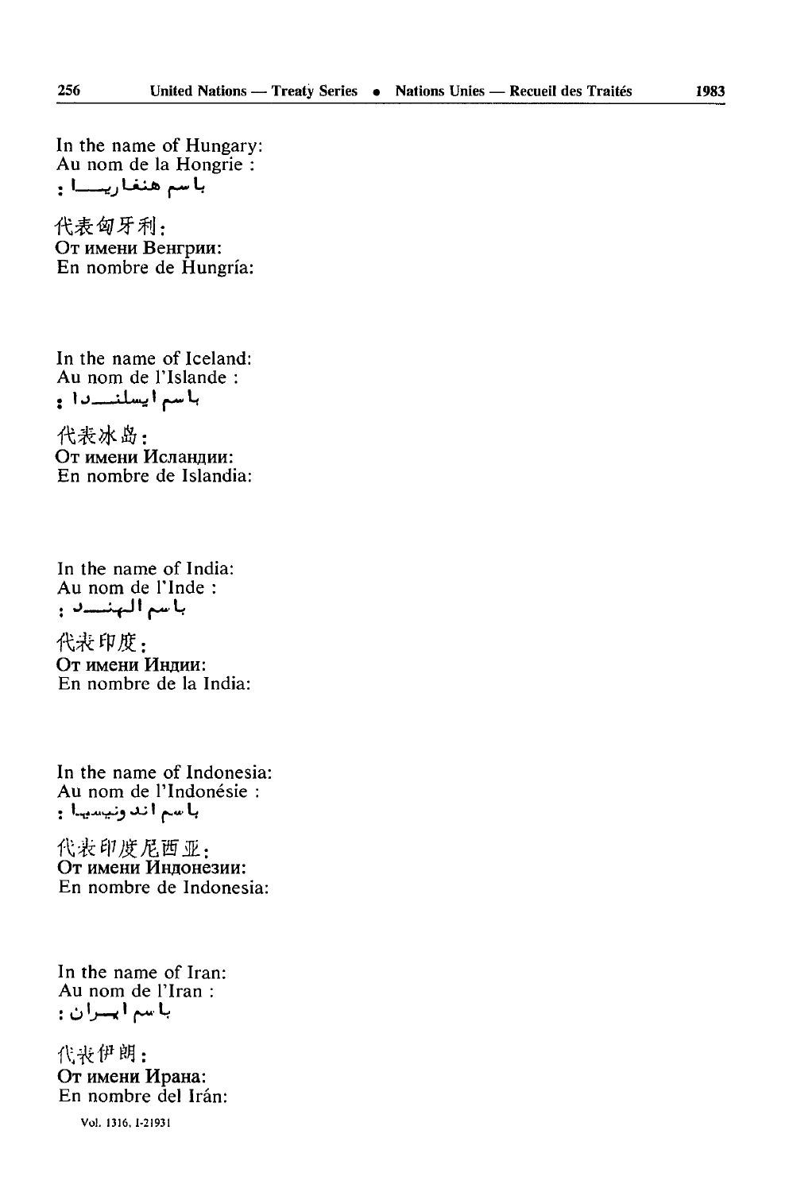In the name of Hungary:
Au nom de la Hongrie :
باسم هنغاريا :

代表匈牙利：
От имени Венгрии:
En nombre de Hungría:

In the name of Iceland:
Au nom de l'Islande :
باسم ايسلندا :

代表冰岛：
От имени Исландии:
En nombre de Islandia:

In the name of India:
Au nom de l'Inde :
باسم الهند :

代表印度：
От имени Индии:
En nombre de la India:

In the name of Indonesia:
Au nom de l'Indonésie :
باسم اندونيسيا :

代表印度尼西亚：
От имени Индонезии:
En nombre de Indonesia:

In the name of Iran:
Au nom de l'Iran :
باسم ايران :

代表伊朗：
От имени Ирана:
En nombre del Irán:

Vol. 1316, I-21931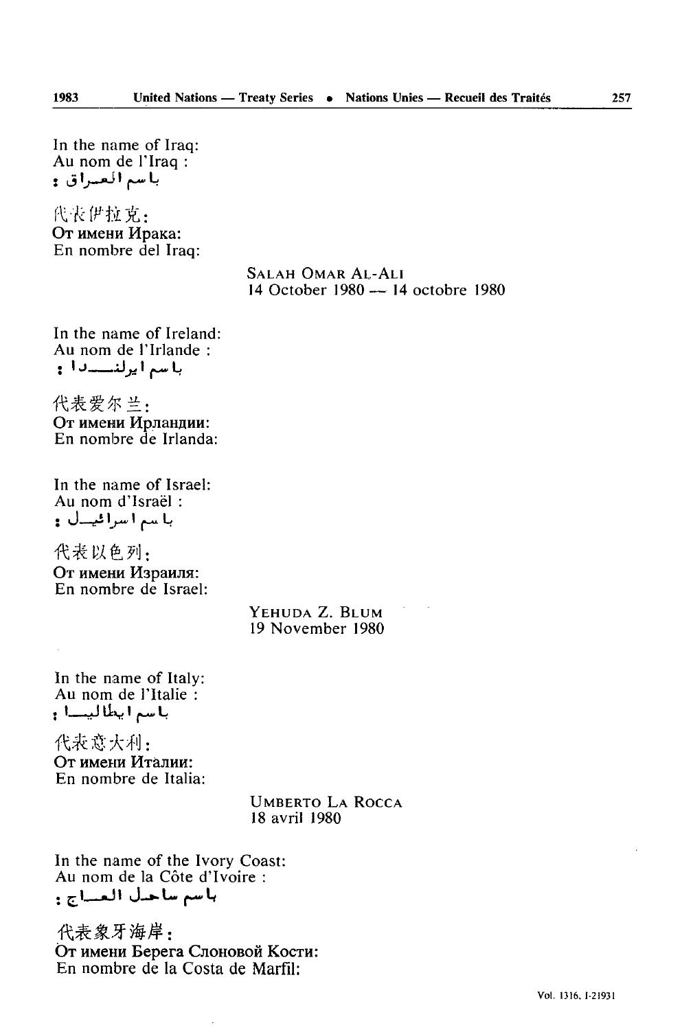In the name of Iraq:
Au nom de l'Iraq :
باسم العراق :

代表伊拉克：
От имени Ирака:
En nombre del Iraq:

SALAH OMAR AL-ALI
14 October 1980 — 14 octobre 1980

In the name of Ireland:
Au nom de l'Irlande :
باسم ايرلندا :

代表爱尔兰：
От имени Ирландии:
En nombre de Irlanda:

In the name of Israel:
Au nom d'Israël :
باسم اسرائيل :

代表以色列：
От имени Израиля:
En nombre de Israel:

YEHUDA Z. BLUM
19 November 1980

In the name of Italy:
Au nom de l'Italie :
باسم ايطاليا :

代表意大利：
От имени Италии:
En nombre de Italia:

UMBERTO LA ROCCA
18 avril 1980

In the name of the Ivory Coast:
Au nom de la Côte d'Ivoire :
باسم ساحل العاج :

代表象牙海岸：
От имени Берега Слоновой Кости:
En nombre de la Costa de Marfil: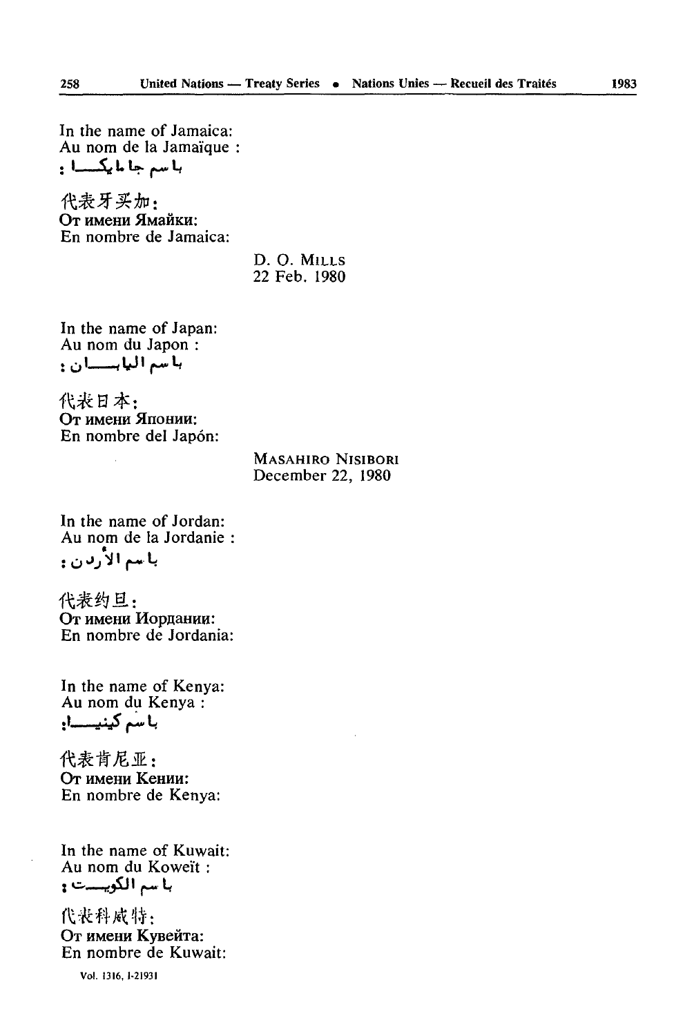In the name of Jamaica:
Au nom de la Jamaïque :
باسم جامايكا :

代表牙买加：
От имени Ямайки:
En nombre de Jamaica:

D. O. MILLS
22 Feb. 1980

In the name of Japan:
Au nom du Japon :
باسم اليابان :

代表日本：
От имени Японии:
En nombre del Japón:

MASAHIRO NISIBORI
December 22, 1980

In the name of Jordan:
Au nom de la Jordanie :
باسم الأردن :

代表约旦：
От имени Иордании:
En nombre de Jordania:

In the name of Kenya:
Au nom du Kenya :
باسم كينيا:

代表肯尼亚：
От имени Кении:
En nombre de Kenya:

In the name of Kuwait:
Au nom du Koweït :
باسم الكويت :

代表科威特：
От имени Кувейта:
En nombre de Kuwait: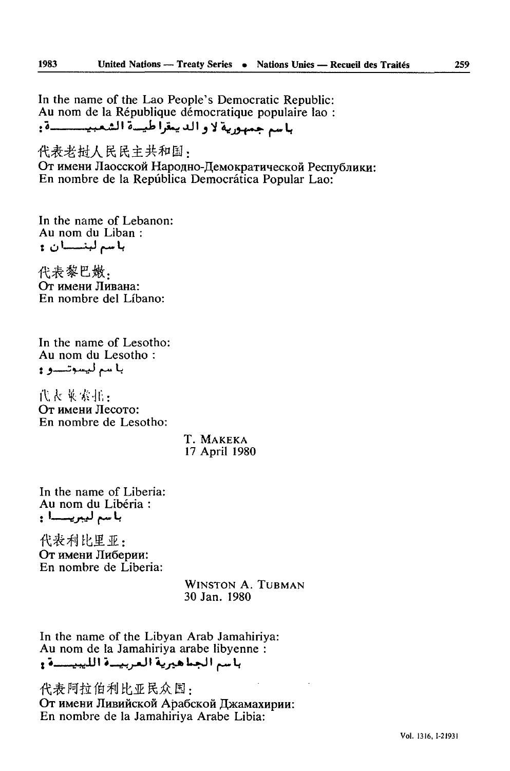In the name of the Lao People's Democratic Republic:
Au nom de la République démocratique populaire lao :
باسم جمهورية لاو الديمقراطية الشعبية :

代表老挝人民民主共和国：
От имени Лаосской Народно-Демократической Республики:
En nombre de la República Democrática Popular Lao:

In the name of Lebanon:
Au nom du Liban :
باسم لبنان :

代表黎巴嫩：
От имени Ливана:
En nombre del Líbano:

In the name of Lesotho:
Au nom du Lesotho :
باسم ليسوتو :

代表莱索托：
От имени Лесото:
En nombre de Lesotho:

T. MAKEKA
17 April 1980

In the name of Liberia:
Au nom du Libéria :
باسم ليبريا :

代表利比里亚：
От имени Либерии:
En nombre de Liberia:

WINSTON A. TUBMAN
30 Jan. 1980

In the name of the Libyan Arab Jamahiriya:
Au nom de la Jamahiriya arabe libyenne :
باسم الجماهيرية العربية الليبية :

代表阿拉伯利比亚民众国：
От имени Ливийской Арабской Джамахирии:
En nombre de la Jamahiriya Arabe Libia: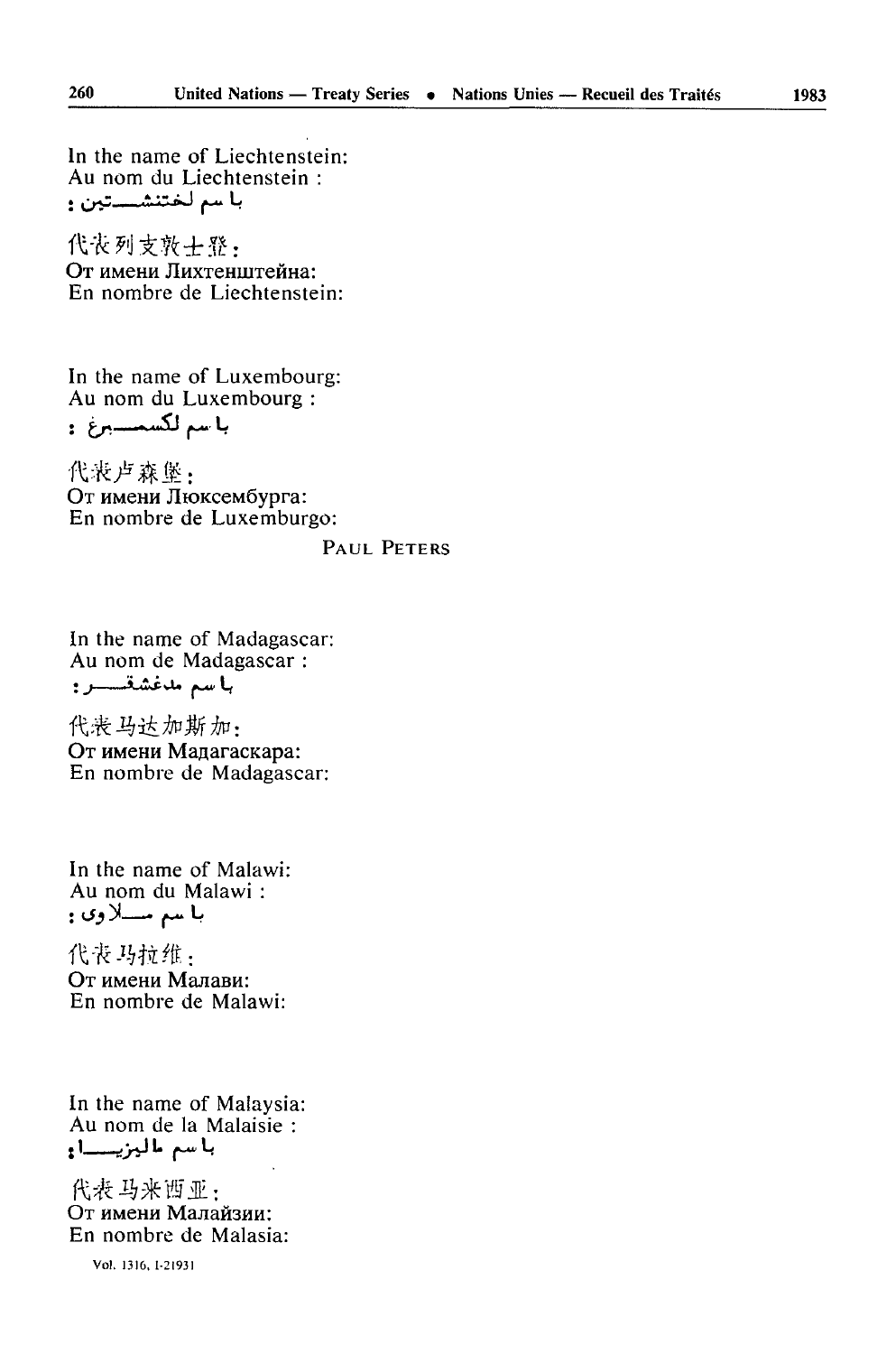In the name of Liechtenstein:
Au nom du Liechtenstein :
باسم لختنشتين :

代表列支敦士登：
От имени Лихтенштейна:
En nombre de Liechtenstein:

In the name of Luxembourg:
Au nom du Luxembourg :
باسم لكسمبرغ :

代表卢森堡：
От имени Люксембурга:
En nombre de Luxemburgo:

PAUL PETERS

In the name of Madagascar:
Au nom de Madagascar :
باسم مدغشقر :

代表马达加斯加：
От имени Мадагаскара:
En nombre de Madagascar:

In the name of Malawi:
Au nom du Malawi :
باسم ملاوى :

代表马拉维：
От имени Малави:
En nombre de Malawi:

In the name of Malaysia:
Au nom de la Malaisie :
باسم ماليزيا :

代表马来西亚：
От имени Малайзии:
En nombre de Malasia:

Vol. 1316, I-21931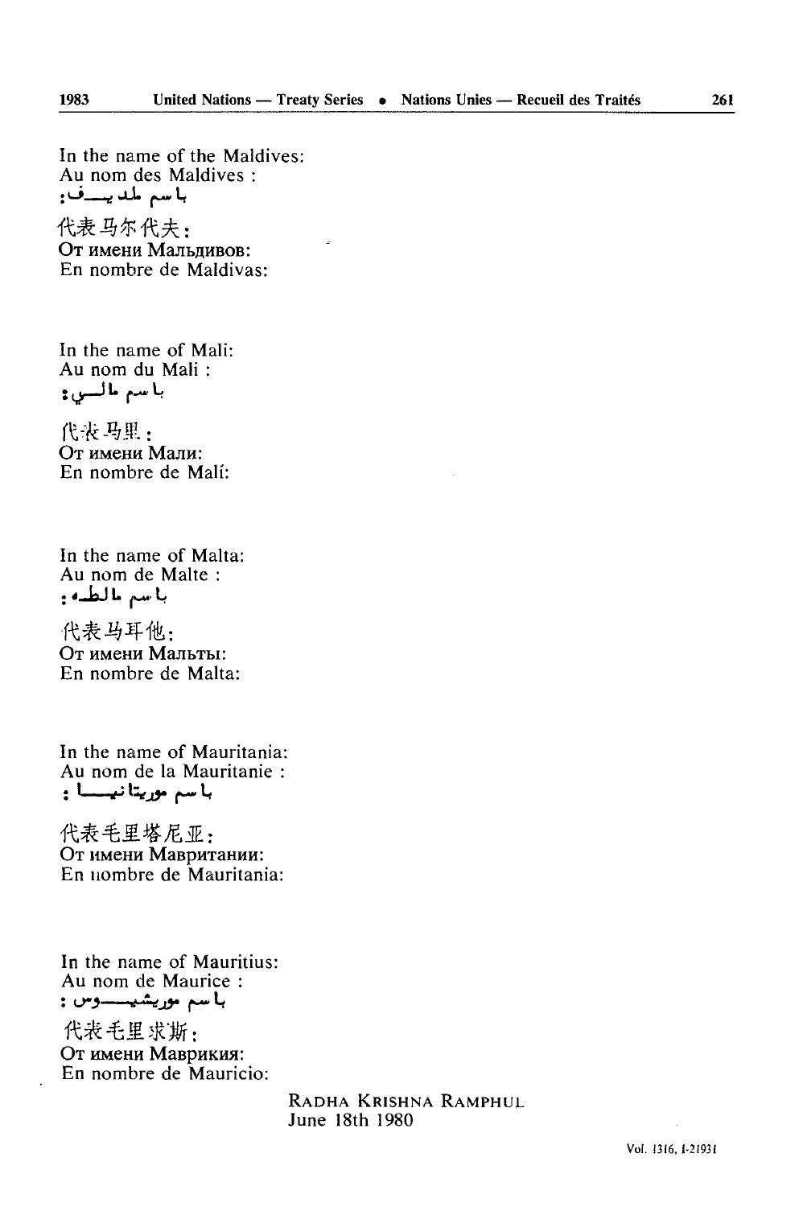In the name of the Maldives:
Au nom des Maldives :
باسم ملديف:
代表马尔代夫:
От имени Мальдивов:
En nombre de Maldivas:

In the name of Mali:
Au nom du Mali :
باسم مالي:
代表马里:
От имени Мали:
En nombre de Malí:

In the name of Malta:
Au nom de Malte :
باسم مالطه:
代表马耳他:
От имени Мальты:
En nombre de Malta:

In the name of Mauritania:
Au nom de la Mauritanie :
باسم موريتانيا :
代表毛里塔尼亚:
От имени Мавритании:
En nombre de Mauritania:

In the name of Mauritius:
Au nom de Maurice :
باسم موريشيوس :
代表毛里求斯:
От имени Маврикия:
En nombre de Mauricio:

RADHA KRISHNA RAMPHUL
June 18th 1980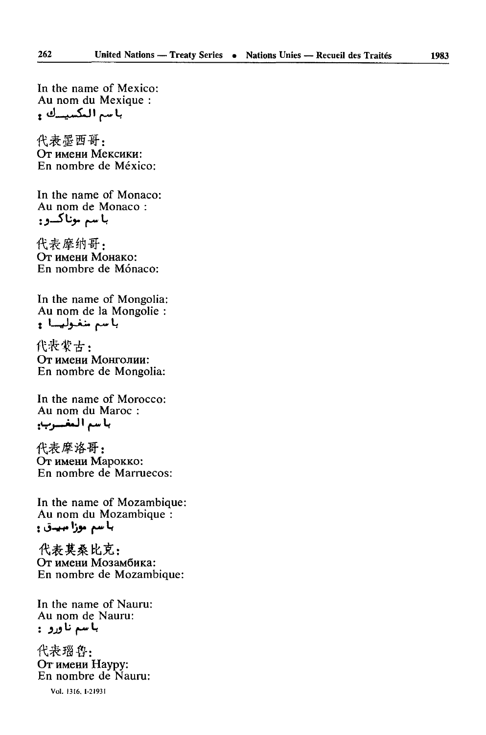In the name of Mexico:
Au nom du Mexique :
باسم المكسيك :

代表墨西哥：
От имени Мексики:
En nombre de México:

In the name of Monaco:
Au nom de Monaco :
باسم موناكو:

代表摩纳哥：
От имени Монако:
En nombre de Mónaco:

In the name of Mongolia:
Au nom de la Mongolie :
باسم منغوليا :

代表蒙古：
От имени Монголии:
En nombre de Mongolia:

In the name of Morocco:
Au nom du Maroc :
باسم المغرب:

代表摩洛哥：
От имени Марокко:
En nombre de Marruecos:

In the name of Mozambique:
Au nom du Mozambique :
باسم موزامبيق :

代表莫桑比克：
От имени Мозамбика:
En nombre de Mozambique:

In the name of Nauru:
Au nom de Nauru:
باسم ناورو :

代表瑙鲁：
От имени Науру:
En nombre de Nauru:

Vol. 1316, I-21931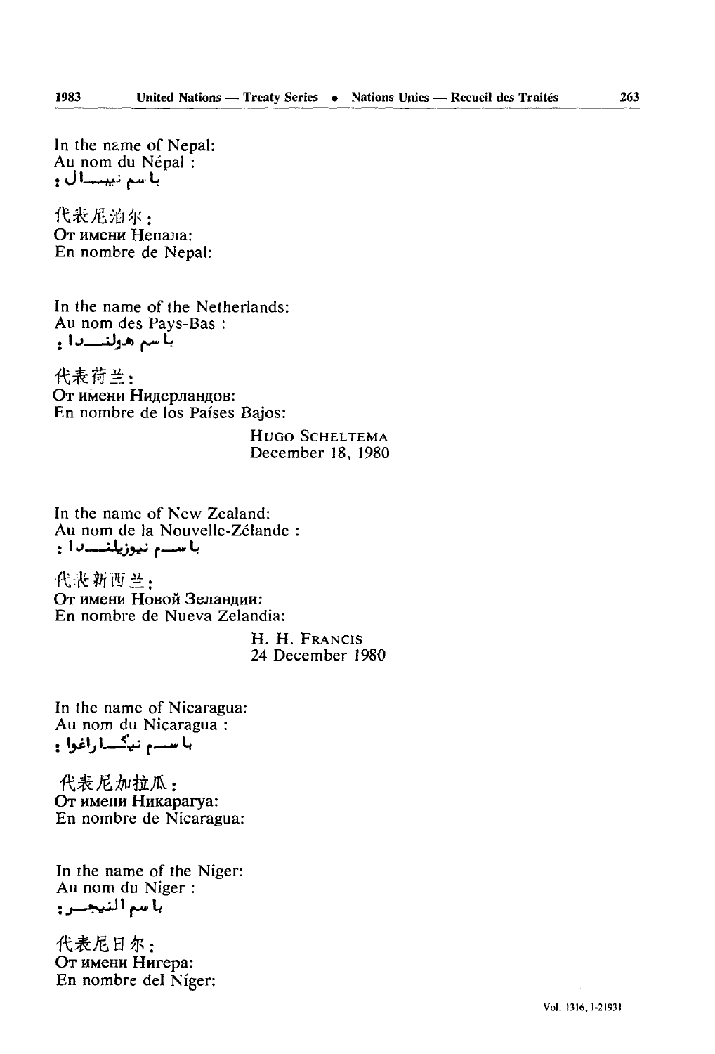In the name of Nepal:
Au nom du Népal :
باسم نيبال :

代表尼泊尔：
От имени Непала:
En nombre de Nepal:

In the name of the Netherlands:
Au nom des Pays-Bas :
باسم هولندا :

代表荷兰：
От имени Нидерландов:
En nombre de los Países Bajos:

HUGO SCHELTEMA
December 18, 1980

In the name of New Zealand:
Au nom de la Nouvelle-Zélande :
باسم نيوزيلندا :

代表新西兰：
От имени Новой Зеландии:
En nombre de Nueva Zelandia:

H. H. FRANCIS
24 December 1980

In the name of Nicaragua:
Au nom du Nicaragua :
باسم نيكاراغوا :

代表尼加拉瓜：
От имени Никарагуа:
En nombre de Nicaragua:

In the name of the Niger:
Au nom du Niger :
باسم النيجر :

代表尼日尔：
От имени Нигера:
En nombre del Níger: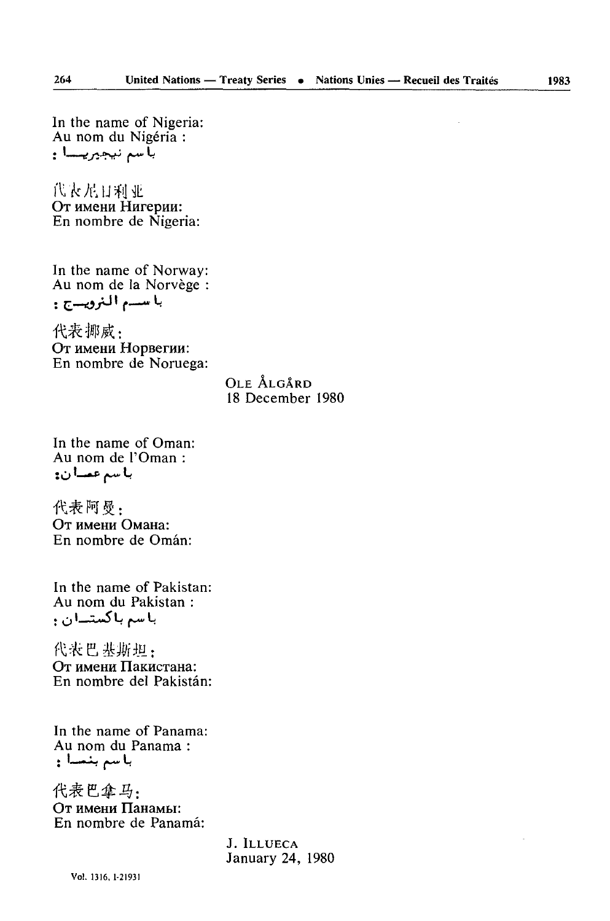In the name of Nigeria:
Au nom du Nigéria :
باسم نيجيريا :

代表尼日利亚
От имени Нигерии:
En nombre de Nigeria:

In the name of Norway:
Au nom de la Norvège :
باسم النرويج :

代表挪威：
От имени Норвегии:
En nombre de Noruega:

OLE ÅLGÅRD
18 December 1980

In the name of Oman:
Au nom de l'Oman :
باسم عمان:

代表阿曼：
От имени Омана:
En nombre de Omán:

In the name of Pakistan:
Au nom du Pakistan :
باسم باكستان :

代表巴基斯坦：
От имени Пакистана:
En nombre del Pakistán:

In the name of Panama:
Au nom du Panama :
باسم بنما :

代表巴拿马：
От имени Панамы:
En nombre de Panamá:

J. ILLUECA
January 24, 1980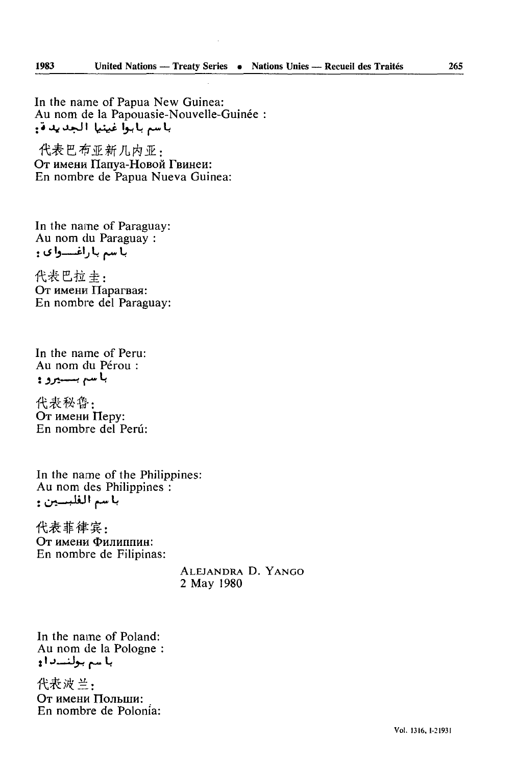In the name of Papua New Guinea:
Au nom de la Papouasie-Nouvelle-Guinée :
باسم بابوا غينيا الجديدة:

代表巴布亚新几内亚:
От имени Папуа-Новой Гвинеи:
En nombre de Papua Nueva Guinea:

In the name of Paraguay:
Au nom du Paraguay :
باسم باراغواي:

代表巴拉圭:
От имени Парагвая:
En nombre del Paraguay:

In the name of Peru:
Au nom du Pérou :
باسم بيرو:

代表秘鲁:
От имени Перу:
En nombre del Perú:

In the name of the Philippines:
Au nom des Philippines :
باسم الفلبين:

代表菲律宾:
От имени Филиппин:
En nombre de Filipinas:

ALEJANDRA D. YANGO
2 May 1980

In the name of Poland:
Au nom de la Pologne :
باسم بولندا:

代表波兰:
От имени Польши:
En nombre de Polonia: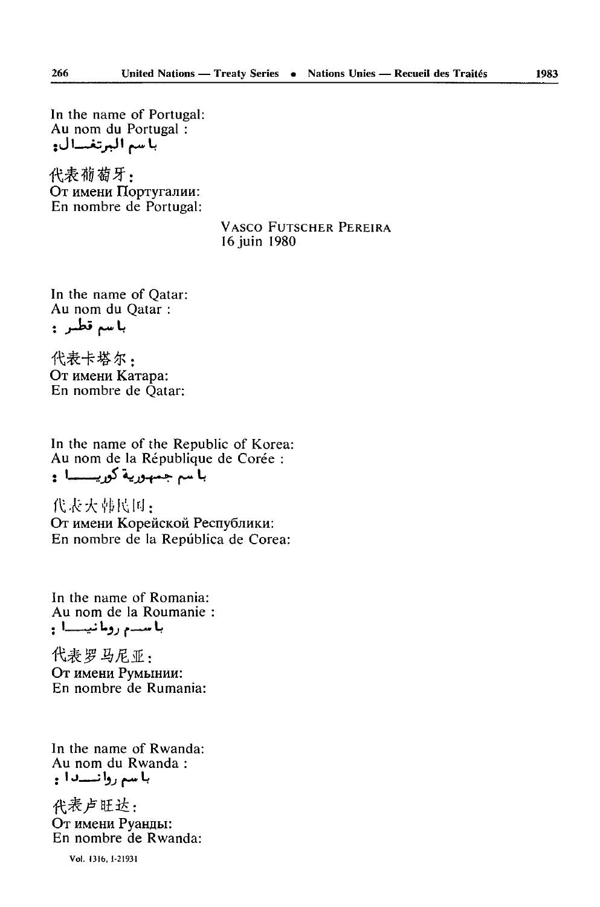In the name of Portugal:
Au nom du Portugal :
باسم البرتغال:

代表葡萄牙：
От имени Португалии:
En nombre de Portugal:

VASCO FUTSCHER PEREIRA
16 juin 1980

In the name of Qatar:
Au nom du Qatar :
باسم قطر :

代表卡塔尔：
От имени Катара:
En nombre de Qatar:

In the name of the Republic of Korea:
Au nom de la République de Corée :
باسم جمهورية كوريا :

代表大韩民国：
От имени Корейской Республики:
En nombre de la República de Corea:

In the name of Romania:
Au nom de la Roumanie :
باسم رومانيا :

代表罗马尼亚：
От имени Румынии:
En nombre de Rumania:

In the name of Rwanda:
Au nom du Rwanda :
باسم رواندا :

代表卢旺达：
От имени Руанды:
En nombre de Rwanda:

Vol. 1316, I-21931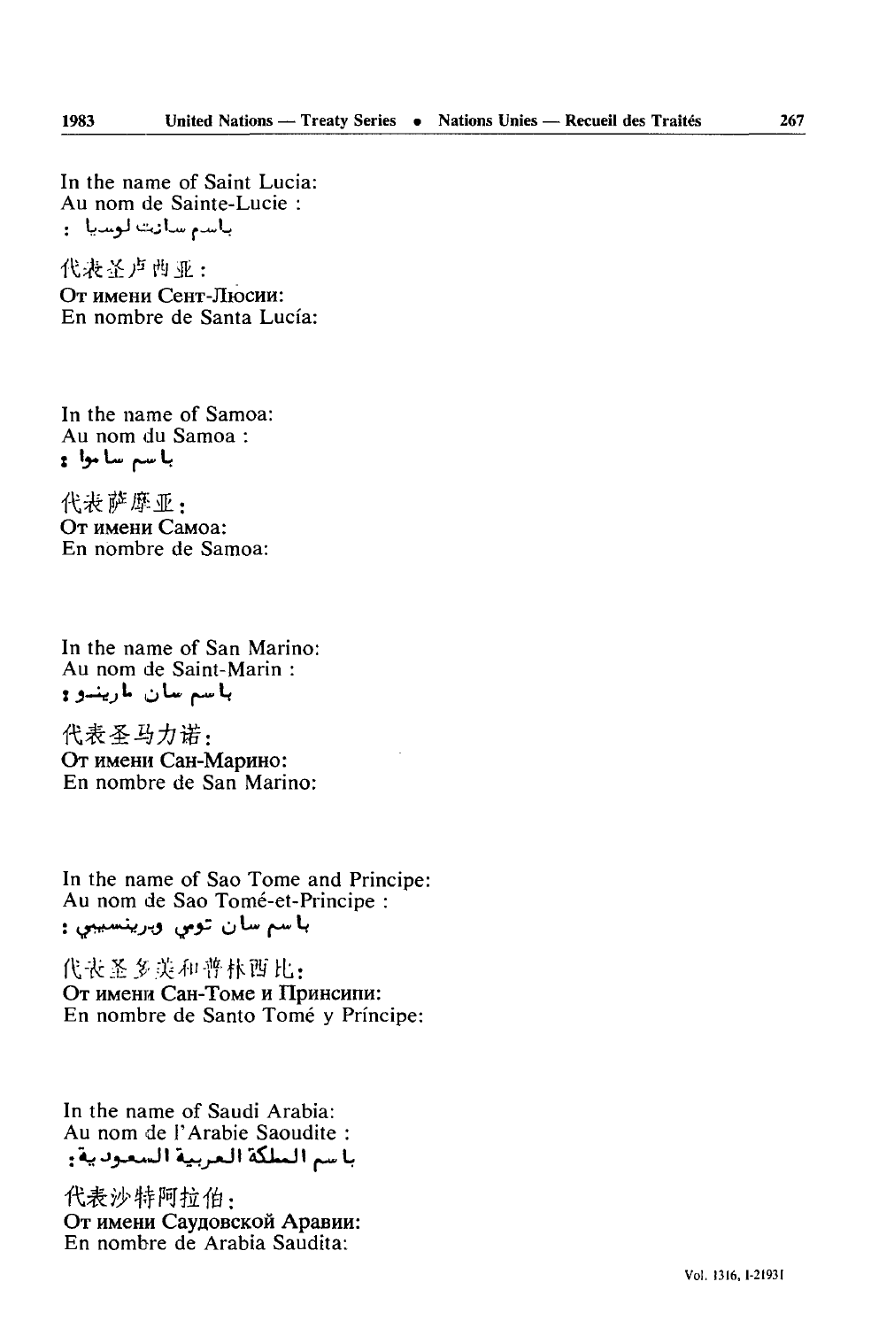In the name of Saint Lucia:
Au nom de Sainte-Lucie :
باسم سانت لوسيا :

代表圣卢西亚：
От имени Сент-Люсии:
En nombre de Santa Lucía:

In the name of Samoa:
Au nom du Samoa :
باسم ساموا :

代表萨摩亚：
От имени Самоа:
En nombre de Samoa:

In the name of San Marino:
Au nom de Saint-Marin :
باسم سان مارينو :

代表圣马力诺：
От имени Сан-Марино:
En nombre de San Marino:

In the name of Sao Tome and Principe:
Au nom de Sao Tomé-et-Principe :
باسم سان تومي وبرينسيبي :

代表圣多美和普林西比：
От имени Сан-Томе и Принсипи:
En nombre de Santo Tomé y Príncipe:

In the name of Saudi Arabia:
Au nom de l'Arabie Saoudite :
باسم المملكة العربية السعودية :

代表沙特阿拉伯：
От имени Саудовской Аравии:
En nombre de Arabia Saudita: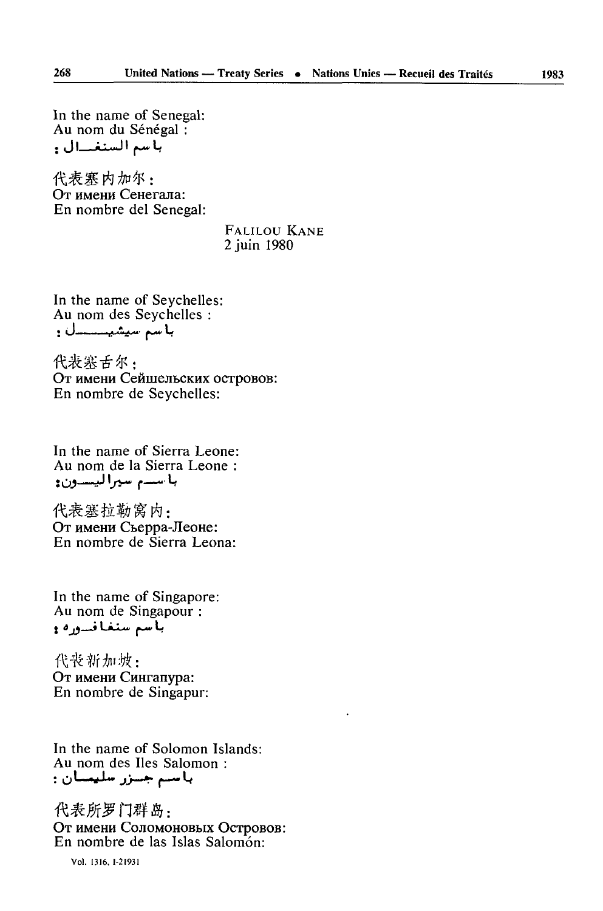In the name of Senegal:
Au nom du Sénégal :
باسم السنغال :

代表塞内加尔：
От имени Сенегала:
En nombre del Senegal:

FALILOU KANE
2 juin 1980

In the name of Seychelles:
Au nom des Seychelles :
باسم سيشيل :

代表塞舌尔：
От имени Сейшельских островов:
En nombre de Seychelles:

In the name of Sierra Leone:
Au nom de la Sierra Leone :
باسم سيراليون:

代表塞拉勒窝内：
От имени Сьерра-Леоне:
En nombre de Sierra Leona:

In the name of Singapore:
Au nom de Singapour :
باسم سنغافوره :

代表新加坡：
От имени Сингапура:
En nombre de Singapur:

In the name of Solomon Islands:
Au nom des Iles Salomon :
باسم جزر سليمان :

代表所罗门群岛：
От имени Соломоновых Островов:
En nombre de las Islas Salomón:

Vol. 1316, I-21931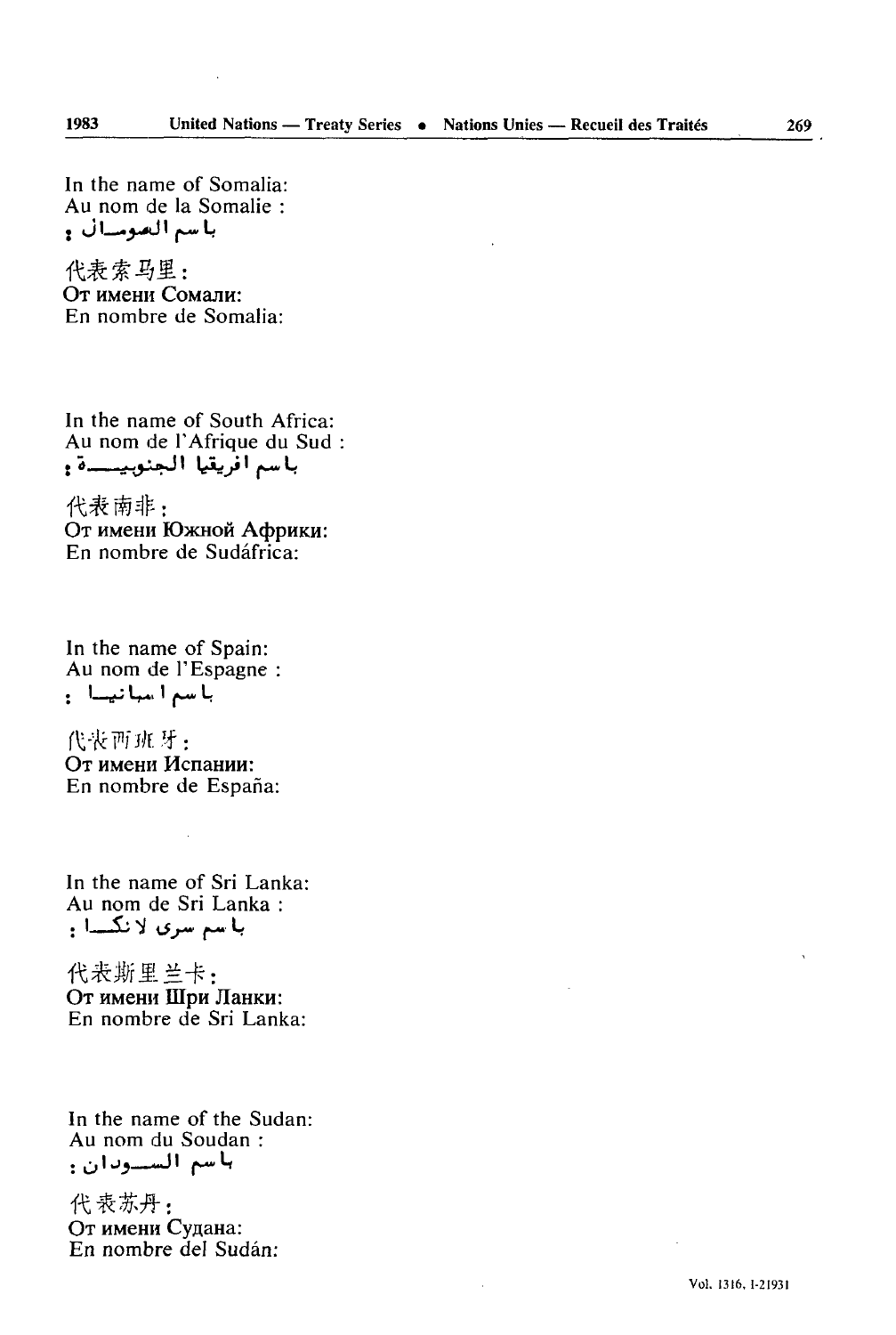In the name of Somalia:
Au nom de la Somalie :
باسم الصومال :

代表索马里：
От имени Сомали:
En nombre de Somalia:

In the name of South Africa:
Au nom de l'Afrique du Sud :
باسم افريقيا الجنوبية :

代表南非：
От имени Южной Африки:
En nombre de Sudáfrica:

In the name of Spain:
Au nom de l'Espagne :
باسم اسبانيا :

代表西班牙：
От имени Испании:
En nombre de España:

In the name of Sri Lanka:
Au nom de Sri Lanka :
باسم سري لانكا :

代表斯里兰卡：
От имени Шри Ланки:
En nombre de Sri Lanka:

In the name of the Sudan:
Au nom du Soudan :
باسم السودان :

代表苏丹：
От имени Судана:
En nombre del Sudán: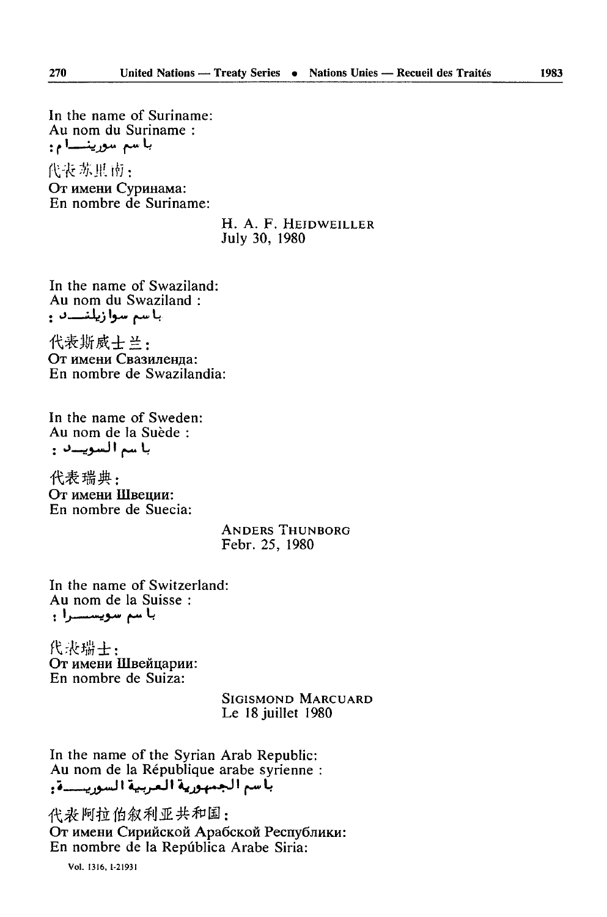In the name of Suriname:
Au nom du Suriname :
باسم سورينـــام:

代表苏里南：
От имени Суринама:
En nombre de Suriname:

H. A. F. HEIDWEILLER
July 30, 1980

In the name of Swaziland:
Au nom du Swaziland :
باسم سوازيلنـــد :

代表斯威士兰：
От имени Свазиленда:
En nombre de Swazilandia:

In the name of Sweden:
Au nom de la Suède :
باسم السويـــد :

代表瑞典：
От имени Швеции:
En nombre de Suecia:

ANDERS THUNBORG
Febr. 25, 1980

In the name of Switzerland:
Au nom de la Suisse :
باسم سويســرا :

代表瑞士：
От имени Швейцарии:
En nombre de Suiza:

SIGISMOND MARCUARD
Le 18 juillet 1980

In the name of the Syrian Arab Republic:
Au nom de la République arabe syrienne :
باسم الجمهورية العربية السوريـــة:

代表阿拉伯叙利亚共和国：
От имени Сирийской Арабской Республики:
En nombre de la República Arabe Siria: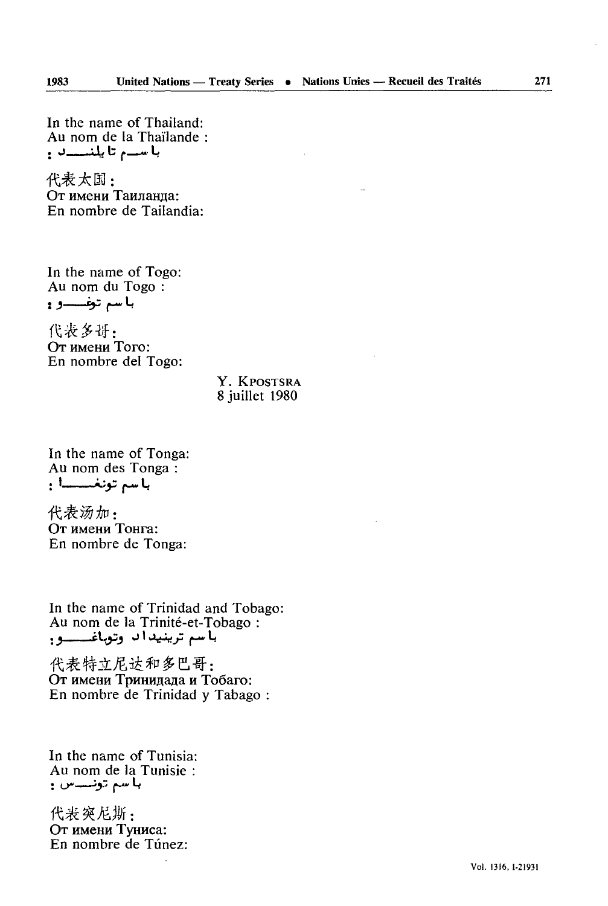In the name of Thailand:
Au nom de la Thaïlande :
باسم تايلند :

代表太国：
От имени Таиланда:
En nombre de Tailandia:

In the name of Togo:
Au nom du Togo :
باسم توغو :

代表多哥：
От имени Того:
En nombre del Togo:

Y. KPOSTSRA
8 juillet 1980

In the name of Tonga:
Au nom des Tonga :
باسم تونغا :

代表汤加：
От имени Тонга:
En nombre de Tonga:

In the name of Trinidad and Tobago:
Au nom de la Trinité-et-Tobago :
باسم ترينيداد وتوباغو :

代表特立尼达和多巴哥：
От имени Тринидада и Тобаго:
En nombre de Trinidad y Tabago :

In the name of Tunisia:
Au nom de la Tunisie :
باسم تونس :

代表突尼斯：
От имени Туниса:
En nombre de Túnez: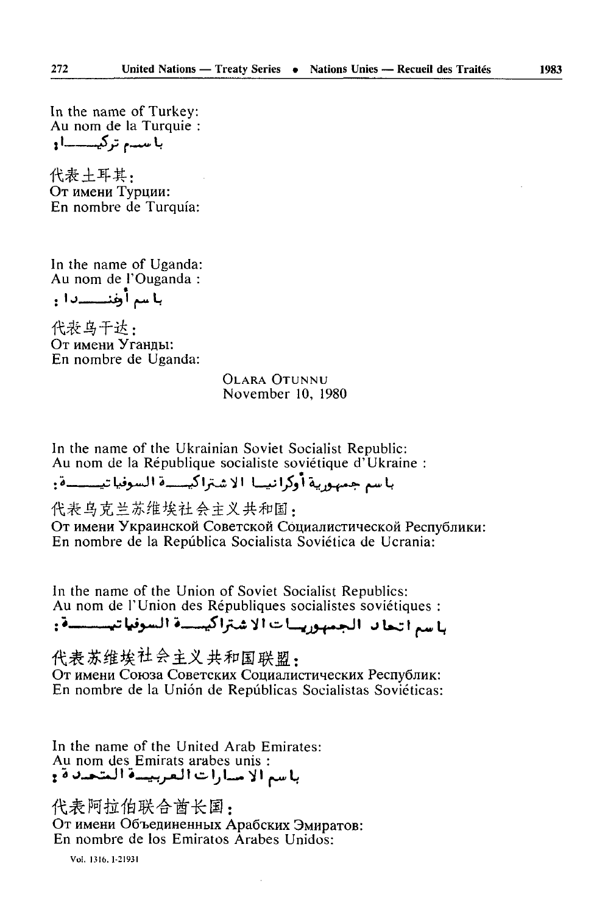In the name of Turkey:
Au nom de la Turquie :
باسم تركيا:

代表土耳其：
От имени Турции:
En nombre de Turquía:

In the name of Uganda:
Au nom de l'Ouganda :
باسم أوغندا :

代表乌干达：
От имени Уганды:
En nombre de Uganda:

OLARA OTUNNU
November 10, 1980

In the name of the Ukrainian Soviet Socialist Republic:
Au nom de la République socialiste soviétique d'Ukraine :
باسم جمهورية أوكرانيا الاشتراكية السوفياتية:

代表乌克兰苏维埃社会主义共和国：
От имени Украинской Советской Социалистической Республики:
En nombre de la República Socialista Soviética de Ucrania:

In the name of the Union of Soviet Socialist Republics:
Au nom de l'Union des Républiques socialistes soviétiques :
باسم اتحاد الجمهوريات الاشتراكية السوفياتية:

代表苏维埃社会主义共和国联盟：
От имени Союза Советских Социалистических Республик:
En nombre de la Unión de Repúblicas Socialistas Soviéticas:

In the name of the United Arab Emirates:
Au nom des Emirats arabes unis :
باسم الامارات العربية المتحدة :

代表阿拉伯联合酋长国：
От имени Объединенных Арабских Эмиратов:
En nombre de los Emiratos Arabes Unidos: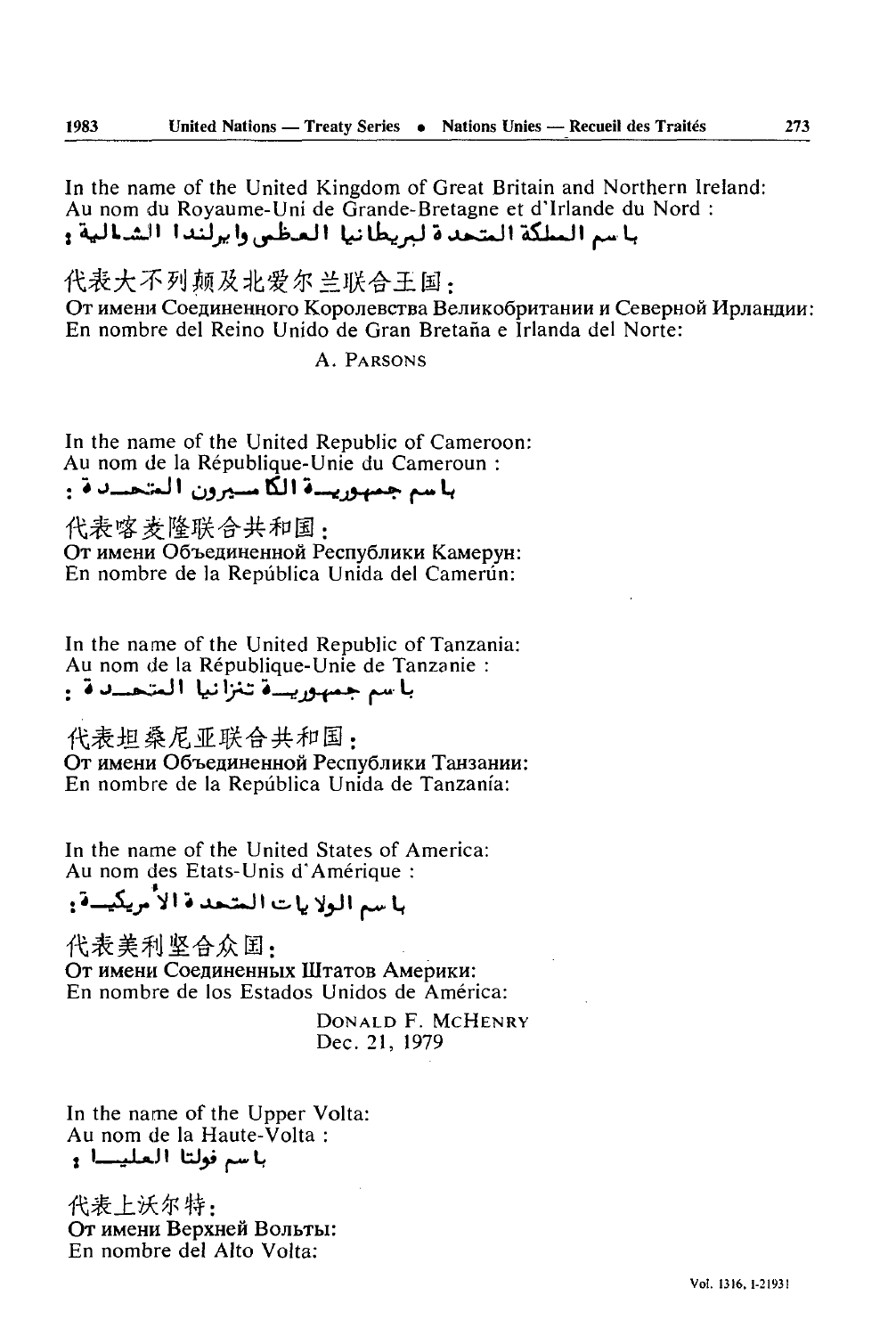In the name of the United Kingdom of Great Britain and Northern Ireland:
Au nom du Royaume-Uni de Grande-Bretagne et d'Irlande du Nord :
باسم المملكة المتحدة لبريطانيا العظمى وايرلندا الشمالية :

代表大不列颠及北爱尔兰联合王国：
От имени Соединенного Королевства Великобритании и Северной Ирландии:
En nombre del Reino Unido de Gran Bretaña e Irlanda del Norte:

A. PARSONS

In the name of the United Republic of Cameroon:
Au nom de la République-Unie du Cameroun :
باسم جمهورية الكاميرون المتحدة :

代表喀麦隆联合共和国：
От имени Объединенной Республики Камерун:
En nombre de la República Unida del Camerún:

In the name of the United Republic of Tanzania:
Au nom de la République-Unie de Tanzanie :
باسم جمهورية تنزانيا المتحدة :

代表坦桑尼亚联合共和国：
От имени Объединенной Республики Танзании:
En nombre de la República Unida de Tanzanía:

In the name of the United States of America:
Au nom des Etats-Unis d'Amérique :
باسم الولايات المتحدة الأمريكية :

代表美利坚合众国：
От имени Соединенных Штатов Америки:
En nombre de los Estados Unidos de América:

DONALD F. MCHENRY
Dec. 21, 1979

In the name of the Upper Volta:
Au nom de la Haute-Volta :
باسم فولتا العليا :

代表上沃尔特：
От имени Верхней Вольты:
En nombre del Alto Volta: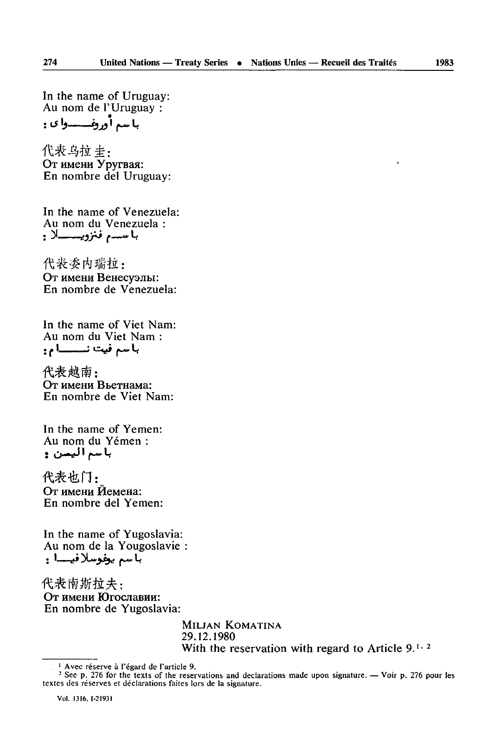In the name of Uruguay:
Au nom de l'Uruguay :
باسم أوروغواي :

代表乌拉圭:
От имени Уругвая:
En nombre del Uruguay:

In the name of Venezuela:
Au nom du Venezuela :
باسم فنزويلا :

代表委内瑞拉:
От имени Венесуэлы:
En nombre de Venezuela:

In the name of Viet Nam:
Au nom du Viet Nam :
باسم فييت نام:

代表越南:
От имени Вьетнама:
En nombre de Viet Nam:

In the name of Yemen:
Au nom du Yémen :
باسم اليمن :

代表也门:
От имени Йемена:
En nombre del Yemen:

In the name of Yugoslavia:
Au nom de la Yougoslavie :
باسم يوغوسلافيا :

代表南斯拉夫:
От имени Югославии:
En nombre de Yugoslavia:

MILJAN KOMATINA
29.12.1980
With the reservation with regard to Article 9.[1, 2]

---

[1] Avec réserve à l'égard de l'article 9.

[2] See p. 276 for the texts of the reservations and declarations made upon signature. — Voir p. 276 pour les textes des réserves et déclarations faites lors de la signature.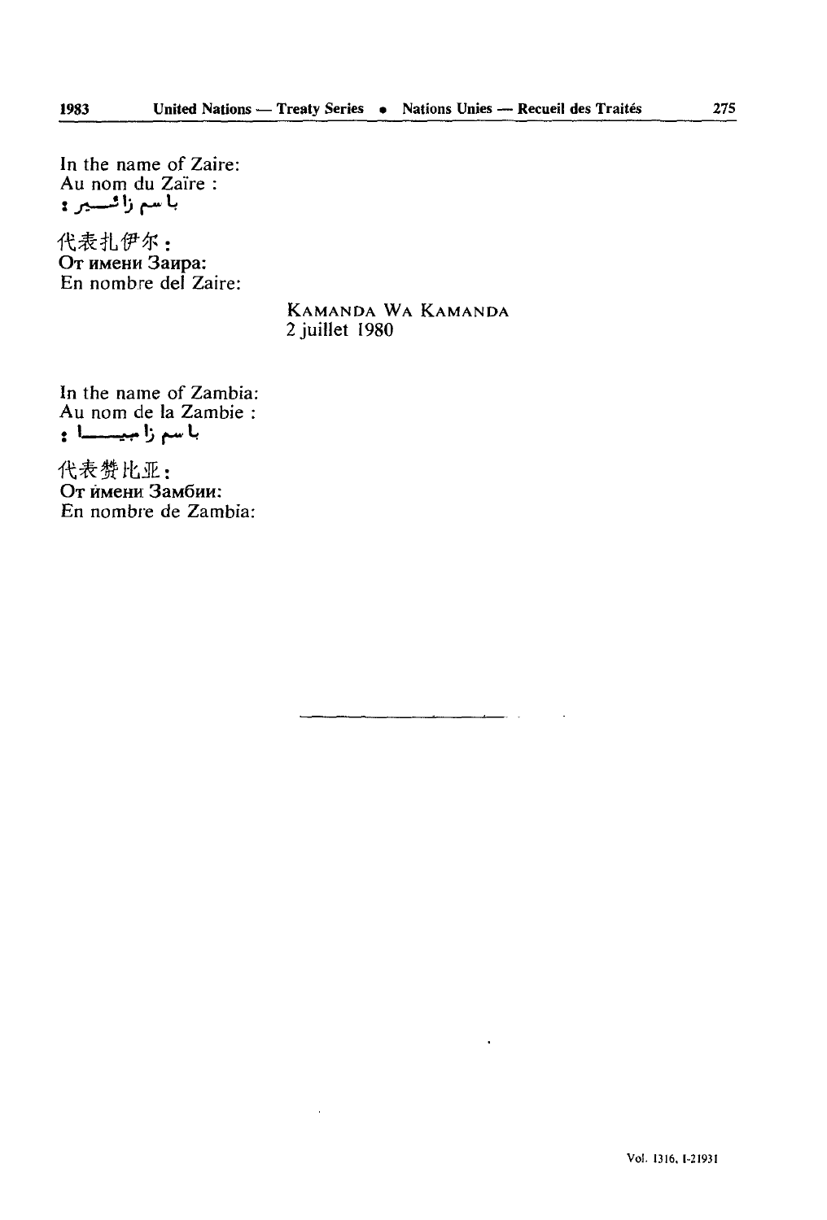In the name of Zaire:
Au nom du Zaïre :
باسم زائير :

代表扎伊尔：
От имени Заира:
En nombre del Zaire:

KAMANDA WA KAMANDA
2 juillet 1980

In the name of Zambia:
Au nom de la Zambie :
باسم زامبيا :

代表赞比亚：
От имени Замбии:
En nombre de Zambia: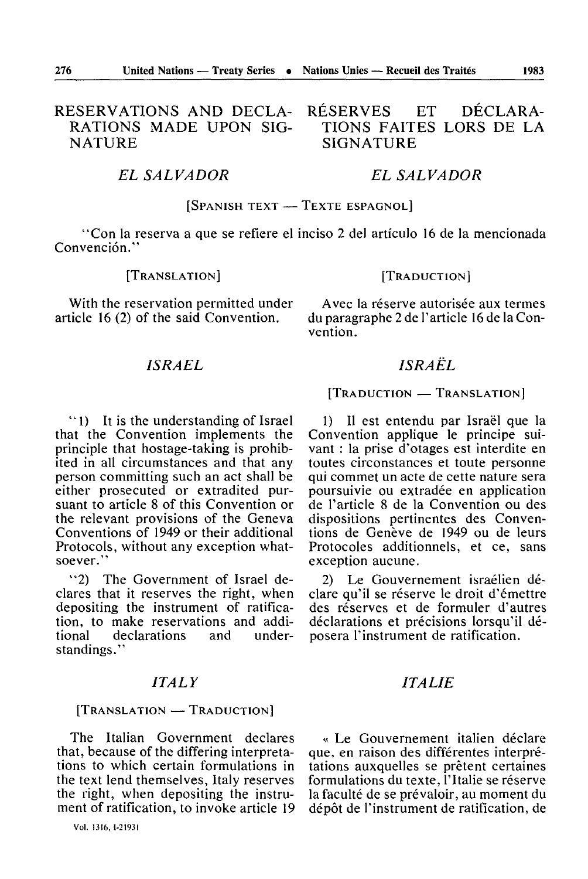# RESERVATIONS AND DECLARATIONS MADE UPON SIGNATURE

## *EL SALVADOR*

[SPANISH TEXT — TEXTE ESPAGNOL]

"Con la reserva a que se refiere el inciso 2 del artículo 16 de la mencionada Convención."

[TRANSLATION]

With the reservation permitted under article 16 (2) of the said Convention.

## *ISRAEL*

"1) It is the understanding of Israel that the Convention implements the principle that hostage-taking is prohibited in all circumstances and that any person committing such an act shall be either prosecuted or extradited pursuant to article 8 of this Convention or the relevant provisions of the Geneva Conventions of 1949 or their additional Protocols, without any exception whatsoever."

"2) The Government of Israel declares that it reserves the right, when depositing the instrument of ratification, to make reservations and additional declarations and understandings."

## *ITALY*

[TRANSLATION — TRADUCTION]

The Italian Government declares that, because of the differing interpretations to which certain formulations in the text lend themselves, Italy reserves the right, when depositing the instrument of ratification, to invoke article 19

# RÉSERVES ET DÉCLARATIONS FAITES LORS DE LA SIGNATURE

## *EL SALVADOR*

[TRADUCTION]

Avec la réserve autorisée aux termes du paragraphe 2 de l'article 16 de la Convention.

## *ISRAËL*

[TRADUCTION — TRANSLATION]

1) Il est entendu par Israël que la Convention applique le principe suivant : la prise d'otages est interdite en toutes circonstances et toute personne qui commet un acte de cette nature sera poursuivie ou extradée en application de l'article 8 de la Convention ou des dispositions pertinentes des Conventions de Genève de 1949 ou de leurs Protocoles additionnels, et ce, sans exception aucune.

2) Le Gouvernement israélien déclare qu'il se réserve le droit d'émettre des réserves et de formuler d'autres déclarations et précisions lorsqu'il déposera l'instrument de ratification.

## *ITALIE*

« Le Gouvernement italien déclare que, en raison des différentes interprétations auxquelles se prêtent certaines formulations du texte, l'Italie se réserve la faculté de se prévaloir, au moment du dépôt de l'instrument de ratification, de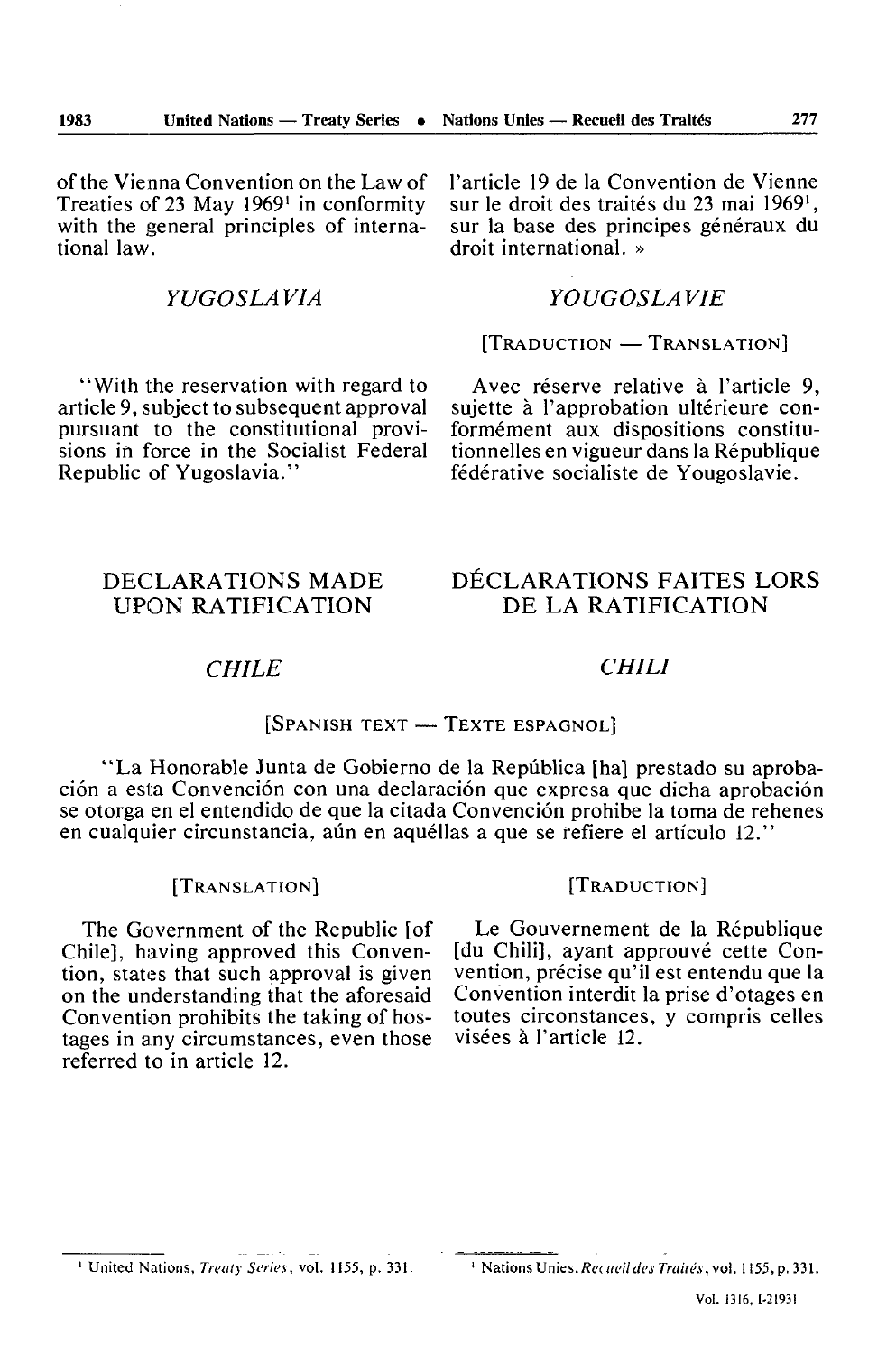of the Vienna Convention on the Law of Treaties of 23 May 1969[1] in conformity with the general principles of international law.

l'article 19 de la Convention de Vienne sur le droit des traités du 23 mai 1969[1], sur la base des principes généraux du droit international. »

### *YUGOSLAVIA*

"With the reservation with regard to article 9, subject to subsequent approval pursuant to the constitutional provisions in force in the Socialist Federal Republic of Yugoslavia."

### *YOUGOSLAVIE*

[TRADUCTION — TRANSLATION]

Avec réserve relative à l'article 9, sujette à l'approbation ultérieure conformément aux dispositions constitutionnelles en vigueur dans la République fédérative socialiste de Yougoslavie.

## DECLARATIONS MADE UPON RATIFICATION

## DÉCLARATIONS FAITES LORS DE LA RATIFICATION

### *CHILE*

### *CHILI*

[SPANISH TEXT — TEXTE ESPAGNOL]

"La Honorable Junta de Gobierno de la República [ha] prestado su aprobación a esta Convención con una declaración que expresa que dicha aprobación se otorga en el entendido de que la citada Convención prohibe la toma de rehenes en cualquier circunstancia, aún en aquéllas a que se refiere el artículo 12."

[TRANSLATION]

The Government of the Republic [of Chile], having approved this Convention, states that such approval is given on the understanding that the aforesaid Convention prohibits the taking of hostages in any circumstances, even those referred to in article 12.

[TRADUCTION]

Le Gouvernement de la République [du Chili], ayant approuvé cette Convention, précise qu'il est entendu que la Convention interdit la prise d'otages en toutes circonstances, y compris celles visées à l'article 12.

---

[1] United Nations, *Treaty Series*, vol. 1155, p. 331.

[1] Nations Unies, *Recueil des Traités*, vol. 1155, p. 331.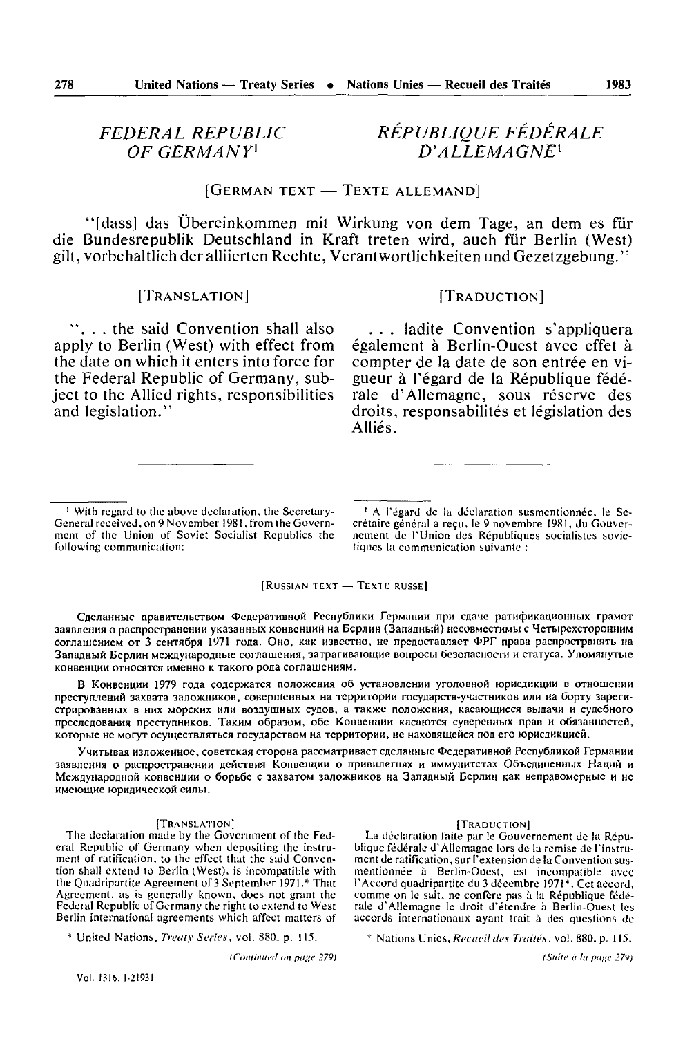## FEDERAL REPUBLIC OF GERMANY[1]

## RÉPUBLIQUE FÉDÉRALE D'ALLEMAGNE[1]

[GERMAN TEXT — TEXTE ALLEMAND]

"[dass] das Übereinkommen mit Wirkung von dem Tage, an dem es für die Bundesrepublik Deutschland in Kraft treten wird, auch für Berlin (West) gilt, vorbehaltlich der alliierten Rechte, Verantwortlichkeiten und Gezetzgebung."

[TRANSLATION]

". . . the said Convention shall also apply to Berlin (West) with effect from the date on which it enters into force for the Federal Republic of Germany, subject to the Allied rights, responsibilities and legislation."

[TRADUCTION]

. . . ladite Convention s'appliquera également à Berlin-Ouest avec effet à compter de la date de son entrée en vigueur à l'égard de la République fédérale d'Allemagne, sous réserve des droits, responsabilités et législation des Alliés.

---

[1] With regard to the above declaration, the Secretary-General received, on 9 November 1981, from the Government of the Union of Soviet Socialist Republics the following communication:

[1] A l'égard de la déclaration susmentionnée, le Secrétaire général a reçu, le 9 novembre 1981, du Gouvernement de l'Union des Républiques socialistes soviétiques la communication suivante :

[RUSSIAN TEXT — TEXTE RUSSE]

Сделанные правительством Федеративной Республики Германии при сдаче ратификационных грамот заявления о распространении указанных конвенций на Берлин (Западный) несовместимы с Четырехсторонним соглашением от 3 сентября 1971 года. Оно, как известно, не предоставляет ФРГ права распространять на Западный Берлин международные соглашения, затрагивающие вопросы безопасности и статуса. Упомянутые конвенции относятся именно к такого рода соглашениям.

В Конвенции 1979 года содержатся положения об установлении уголовной юрисдикции в отношении преступлений захвата заложников, совершенных на территории государств-участников или на борту зарегистрированных в них морских или воздушных судов, а также положения, касающиеся выдачи и судебного преследования преступников. Таким образом, обе Конвенции касаются суверенных прав и обязанностей, которые не могут осуществляться государством на территории, не находящейся под его юрисдикцией.

Учитывая изложенное, советская сторона рассматривает сделанные Федеративной Республикой Германии заявления о распространении действия Конвенции о привилегиях и иммунитетах Объединенных Наций и Международной конвенции о борьбе с захватом заложников на Западный Берлин как неправомерные и не имеющие юридической силы.

[TRANSLATION]

The declaration made by the Government of the Federal Republic of Germany when depositing the instrument of ratification, to the effect that the said Convention shall extend to Berlin (West), is incompatible with the Quadripartite Agreement of 3 September 1971.* That Agreement, as is generally known, does not grant the Federal Republic of Germany the right to extend to West Berlin international agreements which affect matters of

* United Nations, *Treaty Series*, vol. 880, p. 115.

*(Continued on page 279)*

[TRADUCTION]

La déclaration faite par le Gouvernement de la République fédérale d'Allemagne lors de la remise de l'instrument de ratification, sur l'extension de la Convention susmentionnée à Berlin-Ouest, est incompatible avec l'Accord quadripartite du 3 décembre 1971*. Cet accord, comme on le sait, ne confère pas à la République fédérale d'Allemagne le droit d'étendre à Berlin-Ouest les accords internationaux ayant trait à des questions de

* Nations Unies, *Recueil des Traités*, vol. 880, p. 115.

*(Suite à la page 279)*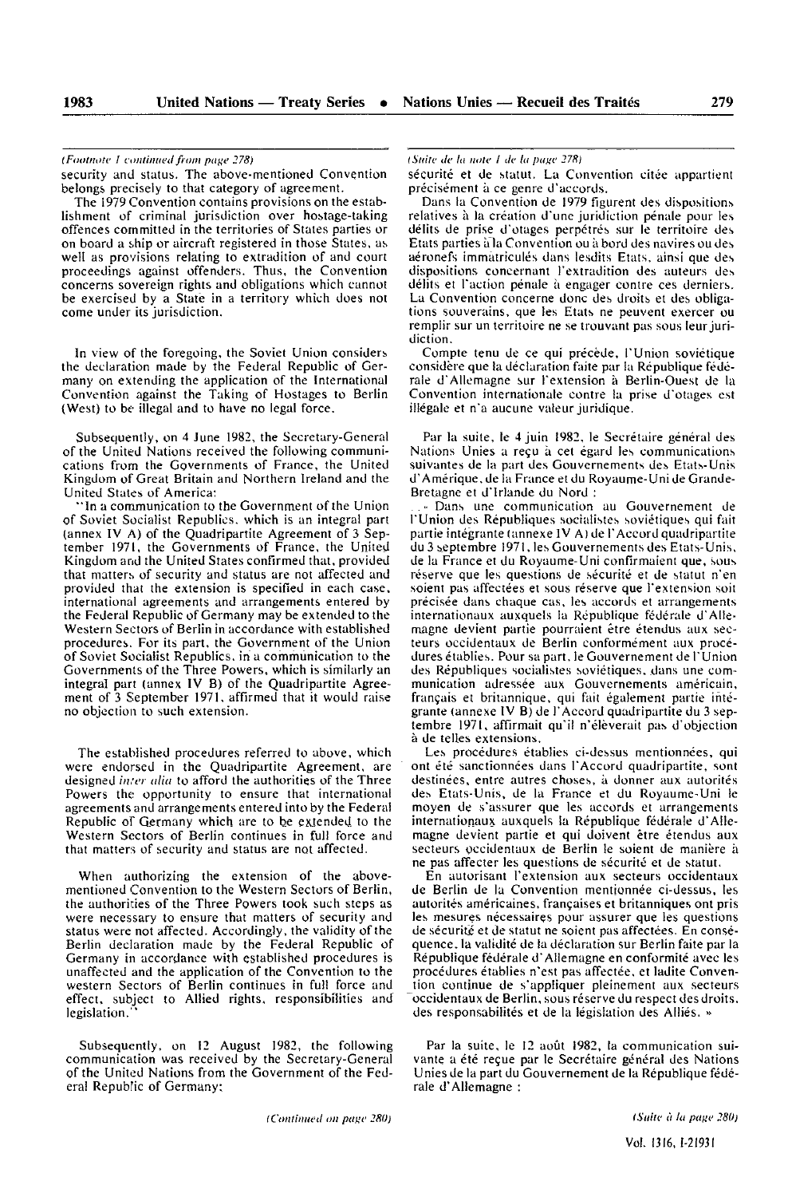*(Footnote 1 continued from page 278)*

security and status. The above-mentioned Convention belongs precisely to that category of agreement.

The 1979 Convention contains provisions on the establishment of criminal jurisdiction over hostage-taking offences committed in the territories of States parties or on board a ship or aircraft registered in those States, as well as provisions relating to extradition of and court proceedings against offenders. Thus, the Convention concerns sovereign rights and obligations which cannot be exercised by a State in a territory which does not come under its jurisdiction.

In view of the foregoing, the Soviet Union considers the declaration made by the Federal Republic of Germany on extending the application of the International Convention against the Taking of Hostages to Berlin (West) to be illegal and to have no legal force.

Subsequently, on 4 June 1982, the Secretary-General of the United Nations received the following communications from the Governments of France, the United Kingdom of Great Britain and Northern Ireland and the United States of America:

"In a communication to the Government of the Union of Soviet Socialist Republics, which is an integral part (annex IV A) of the Quadripartite Agreement of 3 September 1971, the Governments of France, the United Kingdom and the United States confirmed that, provided that matters of security and status are not affected and provided that the extension is specified in each case, international agreements and arrangements entered by the Federal Republic of Germany may be extended to the Western Sectors of Berlin in accordance with established procedures. For its part, the Government of the Union of Soviet Socialist Republics, in a communication to the Governments of the Three Powers, which is similarly an integral part (annex IV B) of the Quadripartite Agreement of 3 September 1971, affirmed that it would raise no objection to such extension.

The established procedures referred to above, which were endorsed in the Quadripartite Agreement, are designed *inter alia* to afford the authorities of the Three Powers the opportunity to ensure that international agreements and arrangements entered into by the Federal Republic of Germany which are to be extended to the Western Sectors of Berlin continues in full force and that matters of security and status are not affected.

When authorizing the extension of the above-mentioned Convention to the Western Sectors of Berlin, the authorities of the Three Powers took such steps as were necessary to ensure that matters of security and status were not affected. Accordingly, the validity of the Berlin declaration made by the Federal Republic of Germany in accordance with established procedures is unaffected and the application of the Convention to the western Sectors of Berlin continues in full force and effect, subject to Allied rights, responsibilities and legislation."

Subsequently, on 12 August 1982, the following communication was received by the Secretary-General of the United Nations from the Government of the Federal Republic of Germany:

*(Continued on page 280)*

*(Suite de la note 1 de la page 278)*

sécurité et de statut. La Convention citée appartient précisément à ce genre d'accords.

Dans la Convention de 1979 figurent des dispositions relatives à la création d'une juridiction pénale pour les délits de prise d'otages perpétrés sur le territoire des Etats parties à la Convention ou à bord des navires ou des aéronefs immatriculés dans lesdits Etats, ainsi que des dispositions concernant l'extradition des auteurs des délits et l'action pénale à engager contre ces derniers. La Convention concerne donc des droits et des obligations souverains, que les Etats ne peuvent exercer ou remplir sur un territoire ne se trouvant pas sous leur juridiction.

Compte tenu de ce qui précède, l'Union soviétique considère que la déclaration faite par la République fédérale d'Allemagne sur l'extension à Berlin-Ouest de la Convention internationale contre la prise d'otages est illégale et n'a aucune valeur juridique.

Par la suite, le 4 juin 1982, le Secrétaire général des Nations Unies a reçu à cet égard les communications suivantes de la part des Gouvernements des Etats-Unis d'Amérique, de la France et du Royaume-Uni de Grande-Bretagne et d'Irlande du Nord :

« Dans une communication au Gouvernement de l'Union des Républiques socialistes soviétiques qui fait partie intégrante (annexe IV A) de l'Accord quadripartite du 3 septembre 1971, les Gouvernements des Etats-Unis, de la France et du Royaume-Uni confirmaient que, sous réserve que les questions de sécurité et de statut n'en soient pas affectées et sous réserve que l'extension soit précisée dans chaque cas, les accords et arrangements internationaux auxquels la République fédérale d'Allemagne devient partie pourraient être étendus aux secteurs occidentaux de Berlin conformément aux procédures établies. Pour sa part, le Gouvernement de l'Union des Républiques socialistes soviétiques, dans une communication adressée aux Gouvernements américain, français et britannique, qui fait également partie intégrante (annexe IV B) de l'Accord quadripartite du 3 septembre 1971, affirmait qu'il n'élèverait pas d'objection à de telles extensions.

Les procédures établies ci-dessus mentionnées, qui ont été sanctionnées dans l'Accord quadripartite, sont destinées, entre autres choses, à donner aux autorités des Etats-Unis, de la France et du Royaume-Uni le moyen de s'assurer que les accords et arrangements internationaux auxquels la République fédérale d'Allemagne devient partie et qui doivent être étendus aux secteurs occidentaux de Berlin le soient de manière à ne pas affecter les questions de sécurité et de statut.

En autorisant l'extension aux secteurs occidentaux de Berlin de la Convention mentionnée ci-dessus, les autorités américaines, françaises et britanniques ont pris les mesures nécessaires pour assurer que les questions de sécurité et de statut ne soient pas affectées. En conséquence, la validité de la déclaration sur Berlin faite par la République fédérale d'Allemagne en conformité avec les procédures établies n'est pas affectée, et ladite Convention continue de s'appliquer pleinement aux secteurs occidentaux de Berlin, sous réserve du respect des droits, des responsabilités et de la législation des Alliés. »

Par la suite, le 12 août 1982, la communication suivante a été reçue par le Secrétaire général des Nations Unies de la part du Gouvernement de la République fédérale d'Allemagne :

*(Suite à la page 280)*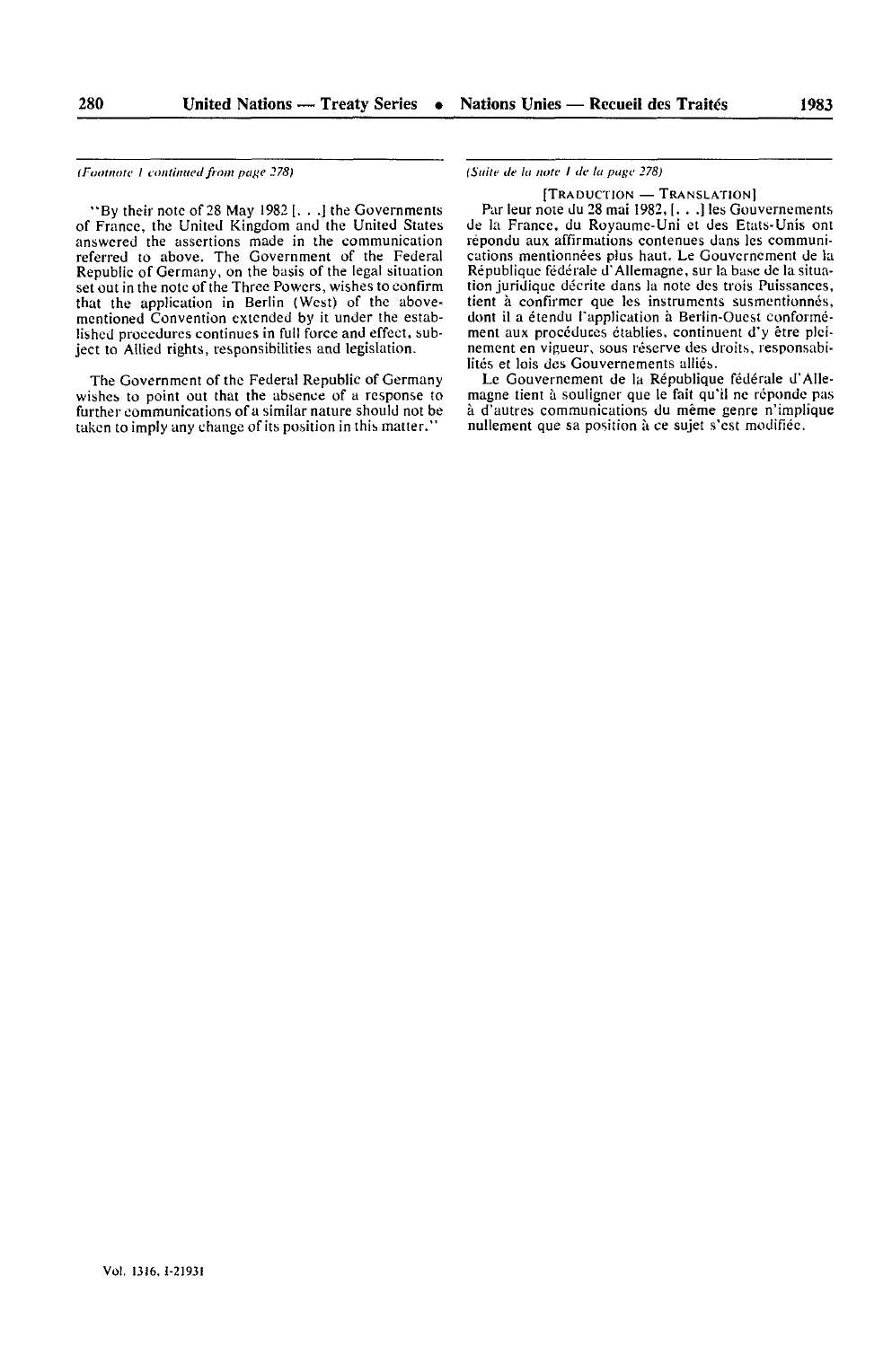*(Footnote 1 continued from page 278)*

"By their note of 28 May 1982 [. . .] the Governments of France, the United Kingdom and the United States answered the assertions made in the communication referred to above. The Government of the Federal Republic of Germany, on the basis of the legal situation set out in the note of the Three Powers, wishes to confirm that the application in Berlin (West) of the above-mentioned Convention extended by it under the established procedures continues in full force and effect, subject to Allied rights, responsibilities and legislation.

The Government of the Federal Republic of Germany wishes to point out that the absence of a response to further communications of a similar nature should not be taken to imply any change of its position in this matter."

*(Suite de la note 1 de la page 278)*

[TRADUCTION — TRANSLATION]

Par leur note du 28 mai 1982, [. . .] les Gouvernements de la France, du Royaume-Uni et des Etats-Unis ont répondu aux affirmations contenues dans les communications mentionnées plus haut. Le Gouvernement de la République fédérale d'Allemagne, sur la base de la situation juridique décrite dans la note des trois Puissances, tient à confirmer que les instruments susmentionnés, dont il a étendu l'application à Berlin-Ouest conformément aux procédures établies, continuent d'y être pleinement en vigueur, sous réserve des droits, responsabilités et lois des Gouvernements alliés.

Le Gouvernement de la République fédérale d'Allemagne tient à souligner que le fait qu'il ne réponde pas à d'autres communications du même genre n'implique nullement que sa position à ce sujet s'est modifiée.